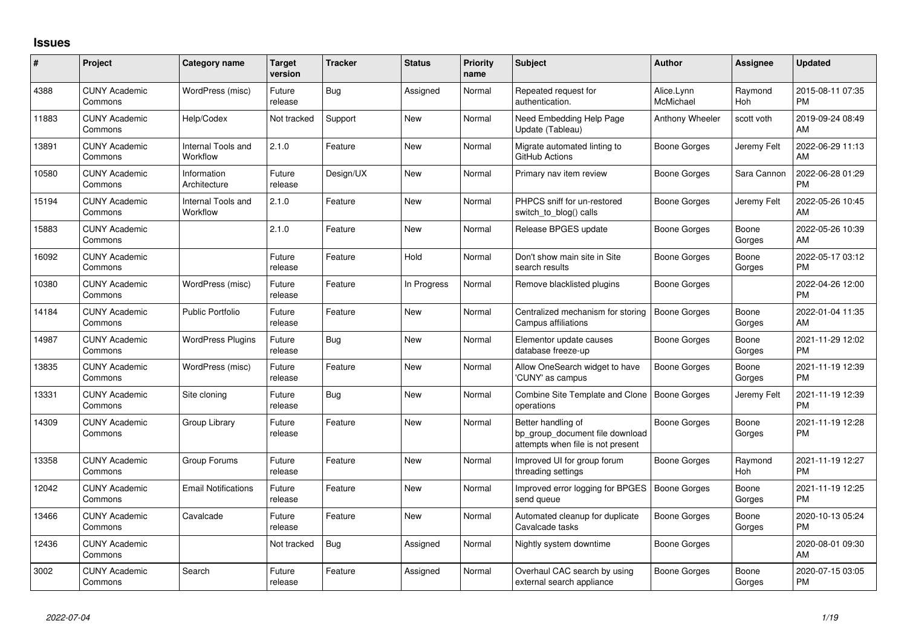## Issues

| # | Project | Category name | Target version | Tracker | Status | Priority name | Subject | Author | Assignee | Updated |
|---|---|---|---|---|---|---|---|---|---|---|
| 4388 | CUNY Academic Commons | WordPress (misc) | Future release | Bug | Assigned | Normal | Repeated request for authentication. | Alice.Lynn McMichael | Raymond Hoh | 2015-08-11 07:35 PM |
| 11883 | CUNY Academic Commons | Help/Codex | Not tracked | Support | New | Normal | Need Embedding Help Page Update (Tableau) | Anthony Wheeler | scott voth | 2019-09-24 08:49 AM |
| 13891 | CUNY Academic Commons | Internal Tools and Workflow | 2.1.0 | Feature | New | Normal | Migrate automated linting to GitHub Actions | Boone Gorges | Jeremy Felt | 2022-06-29 11:13 AM |
| 10580 | CUNY Academic Commons | Information Architecture | Future release | Design/UX | New | Normal | Primary nav item review | Boone Gorges | Sara Cannon | 2022-06-28 01:29 PM |
| 15194 | CUNY Academic Commons | Internal Tools and Workflow | 2.1.0 | Feature | New | Normal | PHPCS sniff for un-restored switch_to_blog() calls | Boone Gorges | Jeremy Felt | 2022-05-26 10:45 AM |
| 15883 | CUNY Academic Commons | | 2.1.0 | Feature | New | Normal | Release BPGES update | Boone Gorges | Boone Gorges | 2022-05-26 10:39 AM |
| 16092 | CUNY Academic Commons | | Future release | Feature | Hold | Normal | Don't show main site in Site search results | Boone Gorges | Boone Gorges | 2022-05-17 03:12 PM |
| 10380 | CUNY Academic Commons | WordPress (misc) | Future release | Feature | In Progress | Normal | Remove blacklisted plugins | Boone Gorges | | 2022-04-26 12:00 PM |
| 14184 | CUNY Academic Commons | Public Portfolio | Future release | Feature | New | Normal | Centralized mechanism for storing Campus affiliations | Boone Gorges | Boone Gorges | 2022-01-04 11:35 AM |
| 14987 | CUNY Academic Commons | WordPress Plugins | Future release | Bug | New | Normal | Elementor update causes database freeze-up | Boone Gorges | Boone Gorges | 2021-11-29 12:02 PM |
| 13835 | CUNY Academic Commons | WordPress (misc) | Future release | Feature | New | Normal | Allow OneSearch widget to have 'CUNY' as campus | Boone Gorges | Boone Gorges | 2021-11-19 12:39 PM |
| 13331 | CUNY Academic Commons | Site cloning | Future release | Bug | New | Normal | Combine Site Template and Clone operations | Boone Gorges | Jeremy Felt | 2021-11-19 12:39 PM |
| 14309 | CUNY Academic Commons | Group Library | Future release | Feature | New | Normal | Better handling of bp_group_document file download attempts when file is not present | Boone Gorges | Boone Gorges | 2021-11-19 12:28 PM |
| 13358 | CUNY Academic Commons | Group Forums | Future release | Feature | New | Normal | Improved UI for group forum threading settings | Boone Gorges | Raymond Hoh | 2021-11-19 12:27 PM |
| 12042 | CUNY Academic Commons | Email Notifications | Future release | Feature | New | Normal | Improved error logging for BPGES send queue | Boone Gorges | Boone Gorges | 2021-11-19 12:25 PM |
| 13466 | CUNY Academic Commons | Cavalcade | Future release | Feature | New | Normal | Automated cleanup for duplicate Cavalcade tasks | Boone Gorges | Boone Gorges | 2020-10-13 05:24 PM |
| 12436 | CUNY Academic Commons | | Not tracked | Bug | Assigned | Normal | Nightly system downtime | Boone Gorges | | 2020-08-01 09:30 AM |
| 3002 | CUNY Academic Commons | Search | Future release | Feature | Assigned | Normal | Overhaul CAC search by using external search appliance | Boone Gorges | Boone Gorges | 2020-07-15 03:05 PM |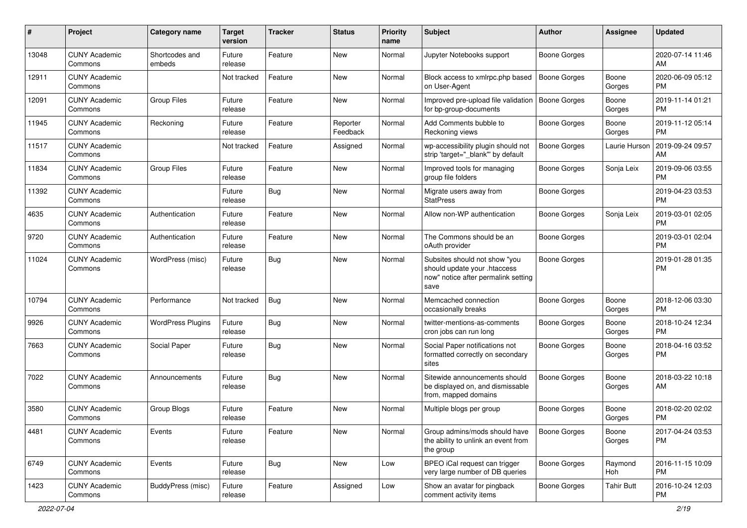| # | Project | Category name | Target version | Tracker | Status | Priority name | Subject | Author | Assignee | Updated |
|---|---|---|---|---|---|---|---|---|---|---|
| 13048 | CUNY Academic Commons | Shortcodes and embeds | Future release | Feature | New | Normal | Jupyter Notebooks support | Boone Gorges | | 2020-07-14 11:46 AM |
| 12911 | CUNY Academic Commons | | Not tracked | Feature | New | Normal | Block access to xmlrpc.php based on User-Agent | Boone Gorges | Boone Gorges | 2020-06-09 05:12 PM |
| 12091 | CUNY Academic Commons | Group Files | Future release | Feature | New | Normal | Improved pre-upload file validation for bp-group-documents | Boone Gorges | Boone Gorges | 2019-11-14 01:21 PM |
| 11945 | CUNY Academic Commons | Reckoning | Future release | Feature | Reporter Feedback | Normal | Add Comments bubble to Reckoning views | Boone Gorges | Boone Gorges | 2019-11-12 05:14 PM |
| 11517 | CUNY Academic Commons | | Not tracked | Feature | Assigned | Normal | wp-accessibility plugin should not strip 'target="_blank"' by default | Boone Gorges | Laurie Hurson | 2019-09-24 09:57 AM |
| 11834 | CUNY Academic Commons | Group Files | Future release | Feature | New | Normal | Improved tools for managing group file folders | Boone Gorges | Sonja Leix | 2019-09-06 03:55 PM |
| 11392 | CUNY Academic Commons | | Future release | Bug | New | Normal | Migrate users away from StatPress | Boone Gorges | | 2019-04-23 03:53 PM |
| 4635 | CUNY Academic Commons | Authentication | Future release | Feature | New | Normal | Allow non-WP authentication | Boone Gorges | Sonja Leix | 2019-03-01 02:05 PM |
| 9720 | CUNY Academic Commons | Authentication | Future release | Feature | New | Normal | The Commons should be an oAuth provider | Boone Gorges | | 2019-03-01 02:04 PM |
| 11024 | CUNY Academic Commons | WordPress (misc) | Future release | Bug | New | Normal | Subsites should not show "you should update your .htaccess now" notice after permalink setting save | Boone Gorges | | 2019-01-28 01:35 PM |
| 10794 | CUNY Academic Commons | Performance | Not tracked | Bug | New | Normal | Memcached connection occasionally breaks | Boone Gorges | Boone Gorges | 2018-12-06 03:30 PM |
| 9926 | CUNY Academic Commons | WordPress Plugins | Future release | Bug | New | Normal | twitter-mentions-as-comments cron jobs can run long | Boone Gorges | Boone Gorges | 2018-10-24 12:34 PM |
| 7663 | CUNY Academic Commons | Social Paper | Future release | Bug | New | Normal | Social Paper notifications not formatted correctly on secondary sites | Boone Gorges | Boone Gorges | 2018-04-16 03:52 PM |
| 7022 | CUNY Academic Commons | Announcements | Future release | Bug | New | Normal | Sitewide announcements should be displayed on, and dismissable from, mapped domains | Boone Gorges | Boone Gorges | 2018-03-22 10:18 AM |
| 3580 | CUNY Academic Commons | Group Blogs | Future release | Feature | New | Normal | Multiple blogs per group | Boone Gorges | Boone Gorges | 2018-02-20 02:02 PM |
| 4481 | CUNY Academic Commons | Events | Future release | Feature | New | Normal | Group admins/mods should have the ability to unlink an event from the group | Boone Gorges | Boone Gorges | 2017-04-24 03:53 PM |
| 6749 | CUNY Academic Commons | Events | Future release | Bug | New | Low | BPEO iCal request can trigger very large number of DB queries | Boone Gorges | Raymond Hoh | 2016-11-15 10:09 PM |
| 1423 | CUNY Academic Commons | BuddyPress (misc) | Future release | Feature | Assigned | Low | Show an avatar for pingback comment activity items | Boone Gorges | Tahir Butt | 2016-10-24 12:03 PM |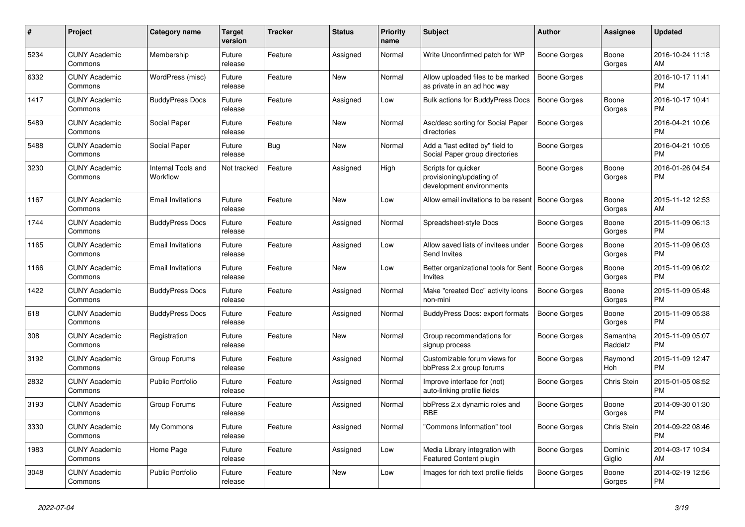| # | Project | Category name | Target version | Tracker | Status | Priority name | Subject | Author | Assignee | Updated |
|---|---|---|---|---|---|---|---|---|---|---|
| 5234 | CUNY Academic Commons | Membership | Future release | Feature | Assigned | Normal | Write Unconfirmed patch for WP | Boone Gorges | Boone Gorges | 2016-10-24 11:18 AM |
| 6332 | CUNY Academic Commons | WordPress (misc) | Future release | Feature | New | Normal | Allow uploaded files to be marked as private in an ad hoc way | Boone Gorges | | 2016-10-17 11:41 PM |
| 1417 | CUNY Academic Commons | BuddyPress Docs | Future release | Feature | Assigned | Low | Bulk actions for BuddyPress Docs | Boone Gorges | Boone Gorges | 2016-10-17 10:41 PM |
| 5489 | CUNY Academic Commons | Social Paper | Future release | Feature | New | Normal | Asc/desc sorting for Social Paper directories | Boone Gorges | | 2016-04-21 10:06 PM |
| 5488 | CUNY Academic Commons | Social Paper | Future release | Bug | New | Normal | Add a "last edited by" field to Social Paper group directories | Boone Gorges | | 2016-04-21 10:05 PM |
| 3230 | CUNY Academic Commons | Internal Tools and Workflow | Not tracked | Feature | Assigned | High | Scripts for quicker provisioning/updating of development environments | Boone Gorges | Boone Gorges | 2016-01-26 04:54 PM |
| 1167 | CUNY Academic Commons | Email Invitations | Future release | Feature | New | Low | Allow email invitations to be resent | Boone Gorges | Boone Gorges | 2015-11-12 12:53 AM |
| 1744 | CUNY Academic Commons | BuddyPress Docs | Future release | Feature | Assigned | Normal | Spreadsheet-style Docs | Boone Gorges | Boone Gorges | 2015-11-09 06:13 PM |
| 1165 | CUNY Academic Commons | Email Invitations | Future release | Feature | Assigned | Low | Allow saved lists of invitees under Send Invites | Boone Gorges | Boone Gorges | 2015-11-09 06:03 PM |
| 1166 | CUNY Academic Commons | Email Invitations | Future release | Feature | New | Low | Better organizational tools for Sent Invites | Boone Gorges | Boone Gorges | 2015-11-09 06:02 PM |
| 1422 | CUNY Academic Commons | BuddyPress Docs | Future release | Feature | Assigned | Normal | Make "created Doc" activity icons non-mini | Boone Gorges | Boone Gorges | 2015-11-09 05:48 PM |
| 618 | CUNY Academic Commons | BuddyPress Docs | Future release | Feature | Assigned | Normal | BuddyPress Docs: export formats | Boone Gorges | Boone Gorges | 2015-11-09 05:38 PM |
| 308 | CUNY Academic Commons | Registration | Future release | Feature | New | Normal | Group recommendations for signup process | Boone Gorges | Samantha Raddatz | 2015-11-09 05:07 PM |
| 3192 | CUNY Academic Commons | Group Forums | Future release | Feature | Assigned | Normal | Customizable forum views for bbPress 2.x group forums | Boone Gorges | Raymond Hoh | 2015-11-09 12:47 PM |
| 2832 | CUNY Academic Commons | Public Portfolio | Future release | Feature | Assigned | Normal | Improve interface for (not) auto-linking profile fields | Boone Gorges | Chris Stein | 2015-01-05 08:52 PM |
| 3193 | CUNY Academic Commons | Group Forums | Future release | Feature | Assigned | Normal | bbPress 2.x dynamic roles and RBE | Boone Gorges | Boone Gorges | 2014-09-30 01:30 PM |
| 3330 | CUNY Academic Commons | My Commons | Future release | Feature | Assigned | Normal | "Commons Information" tool | Boone Gorges | Chris Stein | 2014-09-22 08:46 PM |
| 1983 | CUNY Academic Commons | Home Page | Future release | Feature | Assigned | Low | Media Library integration with Featured Content plugin | Boone Gorges | Dominic Giglio | 2014-03-17 10:34 AM |
| 3048 | CUNY Academic Commons | Public Portfolio | Future release | Feature | New | Low | Images for rich text profile fields | Boone Gorges | Boone Gorges | 2014-02-19 12:56 PM |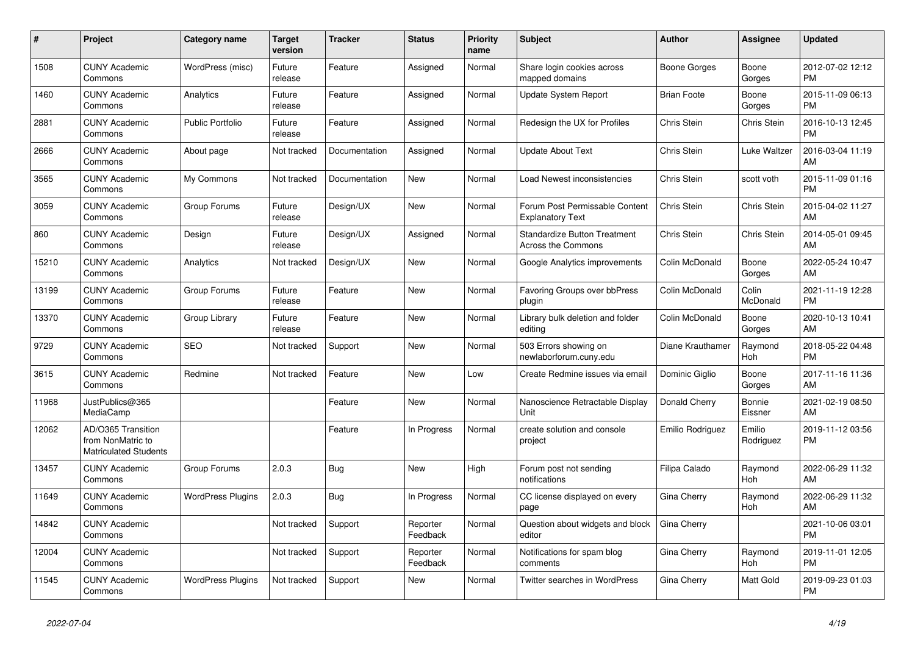| # | Project | Category name | Target version | Tracker | Status | Priority name | Subject | Author | Assignee | Updated |
|---|---|---|---|---|---|---|---|---|---|---|
| 1508 | CUNY Academic Commons | WordPress (misc) | Future release | Feature | Assigned | Normal | Share login cookies across mapped domains | Boone Gorges | Boone Gorges | 2012-07-02 12:12 PM |
| 1460 | CUNY Academic Commons | Analytics | Future release | Feature | Assigned | Normal | Update System Report | Brian Foote | Boone Gorges | 2015-11-09 06:13 PM |
| 2881 | CUNY Academic Commons | Public Portfolio | Future release | Feature | Assigned | Normal | Redesign the UX for Profiles | Chris Stein | Chris Stein | 2016-10-13 12:45 PM |
| 2666 | CUNY Academic Commons | About page | Not tracked | Documentation | Assigned | Normal | Update About Text | Chris Stein | Luke Waltzer | 2016-03-04 11:19 AM |
| 3565 | CUNY Academic Commons | My Commons | Not tracked | Documentation | New | Normal | Load Newest inconsistencies | Chris Stein | scott voth | 2015-11-09 01:16 PM |
| 3059 | CUNY Academic Commons | Group Forums | Future release | Design/UX | New | Normal | Forum Post Permissable Content Explanatory Text | Chris Stein | Chris Stein | 2015-04-02 11:27 AM |
| 860 | CUNY Academic Commons | Design | Future release | Design/UX | Assigned | Normal | Standardize Button Treatment Across the Commons | Chris Stein | Chris Stein | 2014-05-01 09:45 AM |
| 15210 | CUNY Academic Commons | Analytics | Not tracked | Design/UX | New | Normal | Google Analytics improvements | Colin McDonald | Boone Gorges | 2022-05-24 10:47 AM |
| 13199 | CUNY Academic Commons | Group Forums | Future release | Feature | New | Normal | Favoring Groups over bbPress plugin | Colin McDonald | Colin McDonald | 2021-11-19 12:28 PM |
| 13370 | CUNY Academic Commons | Group Library | Future release | Feature | New | Normal | Library bulk deletion and folder editing | Colin McDonald | Boone Gorges | 2020-10-13 10:41 AM |
| 9729 | CUNY Academic Commons | SEO | Not tracked | Support | New | Normal | 503 Errors showing on newlaborforum.cuny.edu | Diane Krauthamer | Raymond Hoh | 2018-05-22 04:48 PM |
| 3615 | CUNY Academic Commons | Redmine | Not tracked | Feature | New | Low | Create Redmine issues via email | Dominic Giglio | Boone Gorges | 2017-11-16 11:36 AM |
| 11968 | JustPublics@365 MediaCamp | | | Feature | New | Normal | Nanoscience Retractable Display Unit | Donald Cherry | Bonnie Eissner | 2021-02-19 08:50 AM |
| 12062 | AD/O365 Transition from NonMatric to Matriculated Students | | | Feature | In Progress | Normal | create solution and console project | Emilio Rodriguez | Emilio Rodriguez | 2019-11-12 03:56 PM |
| 13457 | CUNY Academic Commons | Group Forums | 2.0.3 | Bug | New | High | Forum post not sending notifications | Filipa Calado | Raymond Hoh | 2022-06-29 11:32 AM |
| 11649 | CUNY Academic Commons | WordPress Plugins | 2.0.3 | Bug | In Progress | Normal | CC license displayed on every page | Gina Cherry | Raymond Hoh | 2022-06-29 11:32 AM |
| 14842 | CUNY Academic Commons | | Not tracked | Support | Reporter Feedback | Normal | Question about widgets and block editor | Gina Cherry | | 2021-10-06 03:01 PM |
| 12004 | CUNY Academic Commons | | Not tracked | Support | Reporter Feedback | Normal | Notifications for spam blog comments | Gina Cherry | Raymond Hoh | 2019-11-01 12:05 PM |
| 11545 | CUNY Academic Commons | WordPress Plugins | Not tracked | Support | New | Normal | Twitter searches in WordPress | Gina Cherry | Matt Gold | 2019-09-23 01:03 PM |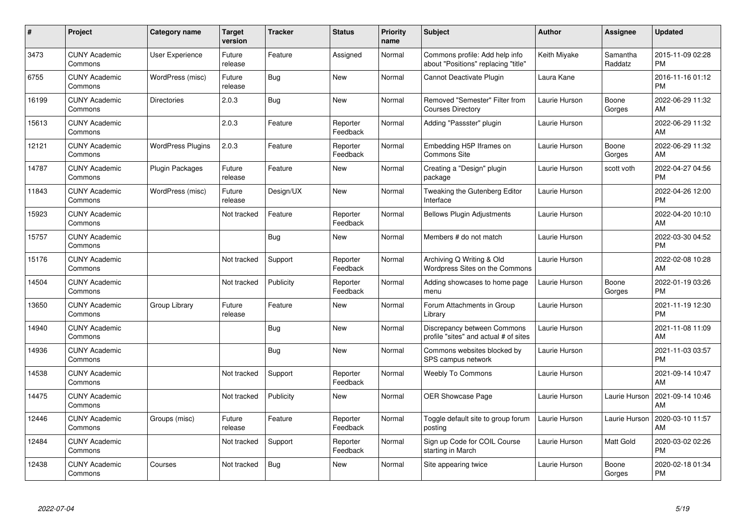| # | Project | Category name | Target version | Tracker | Status | Priority name | Subject | Author | Assignee | Updated |
|---|---|---|---|---|---|---|---|---|---|---|
| 3473 | CUNY Academic Commons | User Experience | Future release | Feature | Assigned | Normal | Commons profile: Add help info about "Positions" replacing "title" | Keith Miyake | Samantha Raddatz | 2015-11-09 02:28 PM |
| 6755 | CUNY Academic Commons | WordPress (misc) | Future release | Bug | New | Normal | Cannot Deactivate Plugin | Laura Kane | | 2016-11-16 01:12 PM |
| 16199 | CUNY Academic Commons | Directories | 2.0.3 | Bug | New | Normal | Removed "Semester" Filter from Courses Directory | Laurie Hurson | Boone Gorges | 2022-06-29 11:32 AM |
| 15613 | CUNY Academic Commons | | 2.0.3 | Feature | Reporter Feedback | Normal | Adding "Passster" plugin | Laurie Hurson | | 2022-06-29 11:32 AM |
| 12121 | CUNY Academic Commons | WordPress Plugins | 2.0.3 | Feature | Reporter Feedback | Normal | Embedding H5P Iframes on Commons Site | Laurie Hurson | Boone Gorges | 2022-06-29 11:32 AM |
| 14787 | CUNY Academic Commons | Plugin Packages | Future release | Feature | New | Normal | Creating a "Design" plugin package | Laurie Hurson | scott voth | 2022-04-27 04:56 PM |
| 11843 | CUNY Academic Commons | WordPress (misc) | Future release | Design/UX | New | Normal | Tweaking the Gutenberg Editor Interface | Laurie Hurson | | 2022-04-26 12:00 PM |
| 15923 | CUNY Academic Commons | | Not tracked | Feature | Reporter Feedback | Normal | Bellows Plugin Adjustments | Laurie Hurson | | 2022-04-20 10:10 AM |
| 15757 | CUNY Academic Commons | | | Bug | New | Normal | Members # do not match | Laurie Hurson | | 2022-03-30 04:52 PM |
| 15176 | CUNY Academic Commons | | Not tracked | Support | Reporter Feedback | Normal | Archiving Q Writing & Old Wordpress Sites on the Commons | Laurie Hurson | | 2022-02-08 10:28 AM |
| 14504 | CUNY Academic Commons | | Not tracked | Publicity | Reporter Feedback | Normal | Adding showcases to home page menu | Laurie Hurson | Boone Gorges | 2022-01-19 03:26 PM |
| 13650 | CUNY Academic Commons | Group Library | Future release | Feature | New | Normal | Forum Attachments in Group Library | Laurie Hurson | | 2021-11-19 12:30 PM |
| 14940 | CUNY Academic Commons | | | Bug | New | Normal | Discrepancy between Commons profile "sites" and actual # of sites | Laurie Hurson | | 2021-11-08 11:09 AM |
| 14936 | CUNY Academic Commons | | | Bug | New | Normal | Commons websites blocked by SPS campus network | Laurie Hurson | | 2021-11-03 03:57 PM |
| 14538 | CUNY Academic Commons | | Not tracked | Support | Reporter Feedback | Normal | Weebly To Commons | Laurie Hurson | | 2021-09-14 10:47 AM |
| 14475 | CUNY Academic Commons | | Not tracked | Publicity | New | Normal | OER Showcase Page | Laurie Hurson | Laurie Hurson | 2021-09-14 10:46 AM |
| 12446 | CUNY Academic Commons | Groups (misc) | Future release | Feature | Reporter Feedback | Normal | Toggle default site to group forum posting | Laurie Hurson | Laurie Hurson | 2020-03-10 11:57 AM |
| 12484 | CUNY Academic Commons | | Not tracked | Support | Reporter Feedback | Normal | Sign up Code for COIL Course starting in March | Laurie Hurson | Matt Gold | 2020-03-02 02:26 PM |
| 12438 | CUNY Academic Commons | Courses | Not tracked | Bug | New | Normal | Site appearing twice | Laurie Hurson | Boone Gorges | 2020-02-18 01:34 PM |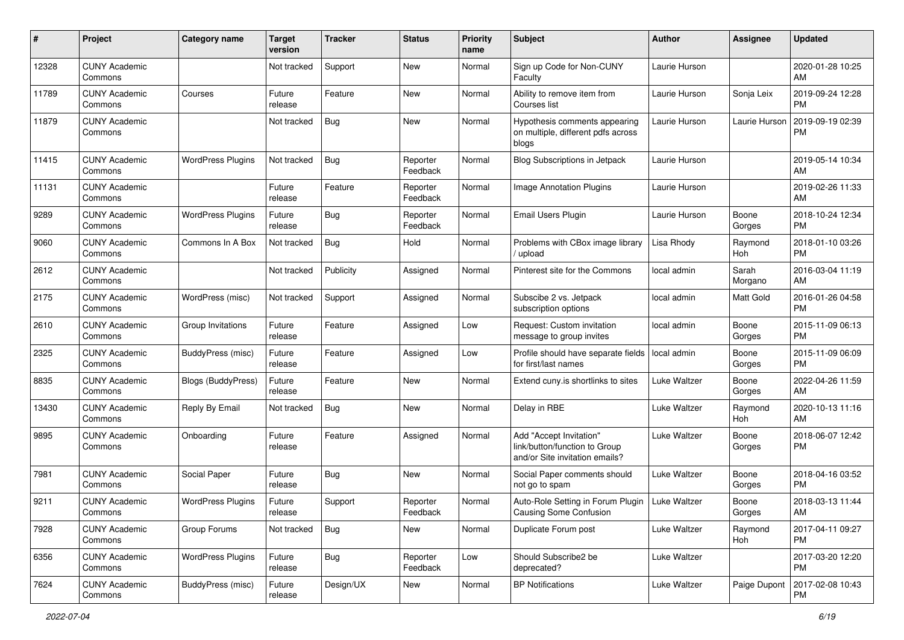| # | Project | Category name | Target version | Tracker | Status | Priority name | Subject | Author | Assignee | Updated |
|---|---|---|---|---|---|---|---|---|---|---|
| 12328 | CUNY Academic Commons | | Not tracked | Support | New | Normal | Sign up Code for Non-CUNY Faculty | Laurie Hurson | | 2020-01-28 10:25 AM |
| 11789 | CUNY Academic Commons | Courses | Future release | Feature | New | Normal | Ability to remove item from Courses list | Laurie Hurson | Sonja Leix | 2019-09-24 12:28 PM |
| 11879 | CUNY Academic Commons | | Not tracked | Bug | New | Normal | Hypothesis comments appearing on multiple, different pdfs across blogs | Laurie Hurson | Laurie Hurson | 2019-09-19 02:39 PM |
| 11415 | CUNY Academic Commons | WordPress Plugins | Not tracked | Bug | Reporter Feedback | Normal | Blog Subscriptions in Jetpack | Laurie Hurson | | 2019-05-14 10:34 AM |
| 11131 | CUNY Academic Commons | | Future release | Feature | Reporter Feedback | Normal | Image Annotation Plugins | Laurie Hurson | | 2019-02-26 11:33 AM |
| 9289 | CUNY Academic Commons | WordPress Plugins | Future release | Bug | Reporter Feedback | Normal | Email Users Plugin | Laurie Hurson | Boone Gorges | 2018-10-24 12:34 PM |
| 9060 | CUNY Academic Commons | Commons In A Box | Not tracked | Bug | Hold | Normal | Problems with CBox image library / upload | Lisa Rhody | Raymond Hoh | 2018-01-10 03:26 PM |
| 2612 | CUNY Academic Commons | | Not tracked | Publicity | Assigned | Normal | Pinterest site for the Commons | local admin | Sarah Morgano | 2016-03-04 11:19 AM |
| 2175 | CUNY Academic Commons | WordPress (misc) | Not tracked | Support | Assigned | Normal | Subscibe 2 vs. Jetpack subscription options | local admin | Matt Gold | 2016-01-26 04:58 PM |
| 2610 | CUNY Academic Commons | Group Invitations | Future release | Feature | Assigned | Low | Request: Custom invitation message to group invites | local admin | Boone Gorges | 2015-11-09 06:13 PM |
| 2325 | CUNY Academic Commons | BuddyPress (misc) | Future release | Feature | Assigned | Low | Profile should have separate fields for first/last names | local admin | Boone Gorges | 2015-11-09 06:09 PM |
| 8835 | CUNY Academic Commons | Blogs (BuddyPress) | Future release | Feature | New | Normal | Extend cuny.is shortlinks to sites | Luke Waltzer | Boone Gorges | 2022-04-26 11:59 AM |
| 13430 | CUNY Academic Commons | Reply By Email | Not tracked | Bug | New | Normal | Delay in RBE | Luke Waltzer | Raymond Hoh | 2020-10-13 11:16 AM |
| 9895 | CUNY Academic Commons | Onboarding | Future release | Feature | Assigned | Normal | Add "Accept Invitation" link/button/function to Group and/or Site invitation emails? | Luke Waltzer | Boone Gorges | 2018-06-07 12:42 PM |
| 7981 | CUNY Academic Commons | Social Paper | Future release | Bug | New | Normal | Social Paper comments should not go to spam | Luke Waltzer | Boone Gorges | 2018-04-16 03:52 PM |
| 9211 | CUNY Academic Commons | WordPress Plugins | Future release | Support | Reporter Feedback | Normal | Auto-Role Setting in Forum Plugin Causing Some Confusion | Luke Waltzer | Boone Gorges | 2018-03-13 11:44 AM |
| 7928 | CUNY Academic Commons | Group Forums | Not tracked | Bug | New | Normal | Duplicate Forum post | Luke Waltzer | Raymond Hoh | 2017-04-11 09:27 PM |
| 6356 | CUNY Academic Commons | WordPress Plugins | Future release | Bug | Reporter Feedback | Low | Should Subscribe2 be deprecated? | Luke Waltzer | | 2017-03-20 12:20 PM |
| 7624 | CUNY Academic Commons | BuddyPress (misc) | Future release | Design/UX | New | Normal | BP Notifications | Luke Waltzer | Paige Dupont | 2017-02-08 10:43 PM |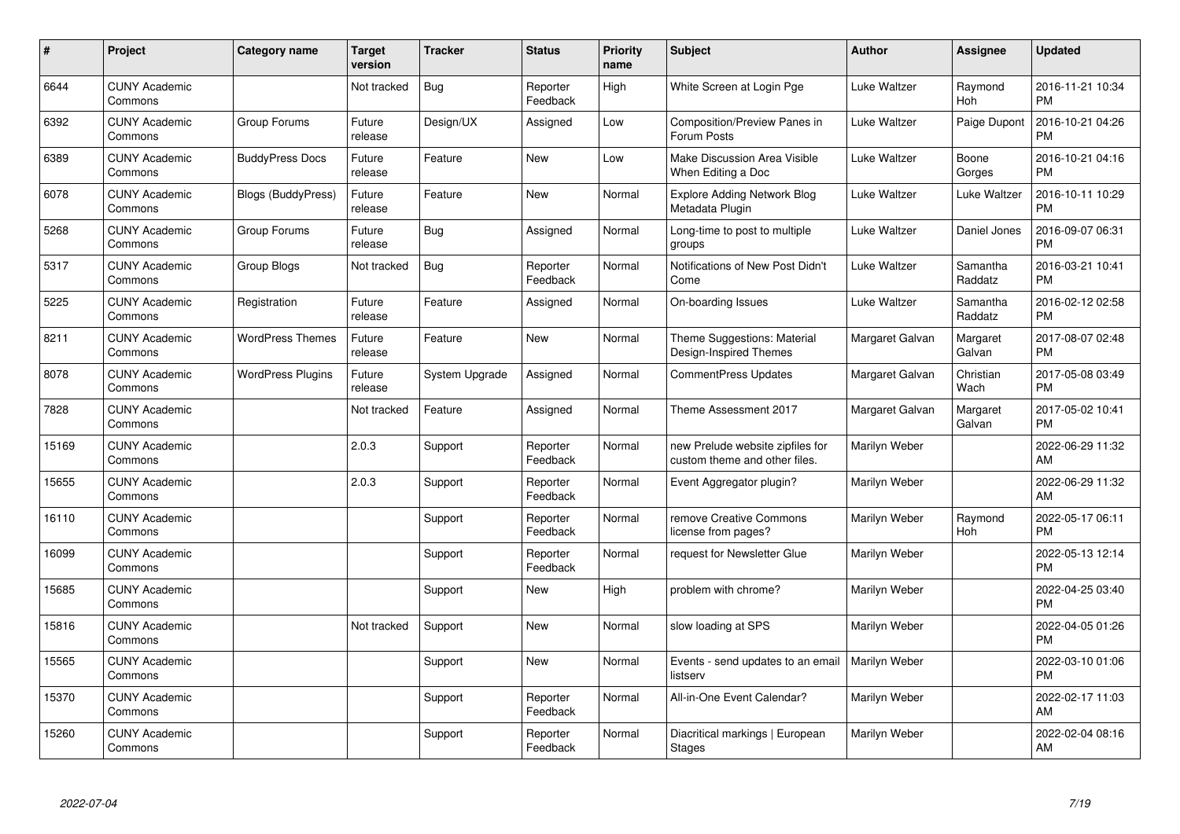| # | Project | Category name | Target version | Tracker | Status | Priority name | Subject | Author | Assignee | Updated |
|---|---|---|---|---|---|---|---|---|---|---|
| 6644 | CUNY Academic Commons | | Not tracked | Bug | Reporter Feedback | High | White Screen at Login Pge | Luke Waltzer | Raymond Hoh | 2016-11-21 10:34 PM |
| 6392 | CUNY Academic Commons | Group Forums | Future release | Design/UX | Assigned | Low | Composition/Preview Panes in Forum Posts | Luke Waltzer | Paige Dupont | 2016-10-21 04:26 PM |
| 6389 | CUNY Academic Commons | BuddyPress Docs | Future release | Feature | New | Low | Make Discussion Area Visible When Editing a Doc | Luke Waltzer | Boone Gorges | 2016-10-21 04:16 PM |
| 6078 | CUNY Academic Commons | Blogs (BuddyPress) | Future release | Feature | New | Normal | Explore Adding Network Blog Metadata Plugin | Luke Waltzer | Luke Waltzer | 2016-10-11 10:29 PM |
| 5268 | CUNY Academic Commons | Group Forums | Future release | Bug | Assigned | Normal | Long-time to post to multiple groups | Luke Waltzer | Daniel Jones | 2016-09-07 06:31 PM |
| 5317 | CUNY Academic Commons | Group Blogs | Not tracked | Bug | Reporter Feedback | Normal | Notifications of New Post Didn't Come | Luke Waltzer | Samantha Raddatz | 2016-03-21 10:41 PM |
| 5225 | CUNY Academic Commons | Registration | Future release | Feature | Assigned | Normal | On-boarding Issues | Luke Waltzer | Samantha Raddatz | 2016-02-12 02:58 PM |
| 8211 | CUNY Academic Commons | WordPress Themes | Future release | Feature | New | Normal | Theme Suggestions: Material Design-Inspired Themes | Margaret Galvan | Margaret Galvan | 2017-08-07 02:48 PM |
| 8078 | CUNY Academic Commons | WordPress Plugins | Future release | System Upgrade | Assigned | Normal | CommentPress Updates | Margaret Galvan | Christian Wach | 2017-05-08 03:49 PM |
| 7828 | CUNY Academic Commons | | Not tracked | Feature | Assigned | Normal | Theme Assessment 2017 | Margaret Galvan | Margaret Galvan | 2017-05-02 10:41 PM |
| 15169 | CUNY Academic Commons | | 2.0.3 | Support | Reporter Feedback | Normal | new Prelude website zipfiles for custom theme and other files. | Marilyn Weber | | 2022-06-29 11:32 AM |
| 15655 | CUNY Academic Commons | | 2.0.3 | Support | Reporter Feedback | Normal | Event Aggregator plugin? | Marilyn Weber | | 2022-06-29 11:32 AM |
| 16110 | CUNY Academic Commons | | | Support | Reporter Feedback | Normal | remove Creative Commons license from pages? | Marilyn Weber | Raymond Hoh | 2022-05-17 06:11 PM |
| 16099 | CUNY Academic Commons | | | Support | Reporter Feedback | Normal | request for Newsletter Glue | Marilyn Weber | | 2022-05-13 12:14 PM |
| 15685 | CUNY Academic Commons | | | Support | New | High | problem with chrome? | Marilyn Weber | | 2022-04-25 03:40 PM |
| 15816 | CUNY Academic Commons | | Not tracked | Support | New | Normal | slow loading at SPS | Marilyn Weber | | 2022-04-05 01:26 PM |
| 15565 | CUNY Academic Commons | | | Support | New | Normal | Events - send updates to an email listserv | Marilyn Weber | | 2022-03-10 01:06 PM |
| 15370 | CUNY Academic Commons | | | Support | Reporter Feedback | Normal | All-in-One Event Calendar? | Marilyn Weber | | 2022-02-17 11:03 AM |
| 15260 | CUNY Academic Commons | | | Support | Reporter Feedback | Normal | Diacritical markings \| European Stages | Marilyn Weber | | 2022-02-04 08:16 AM |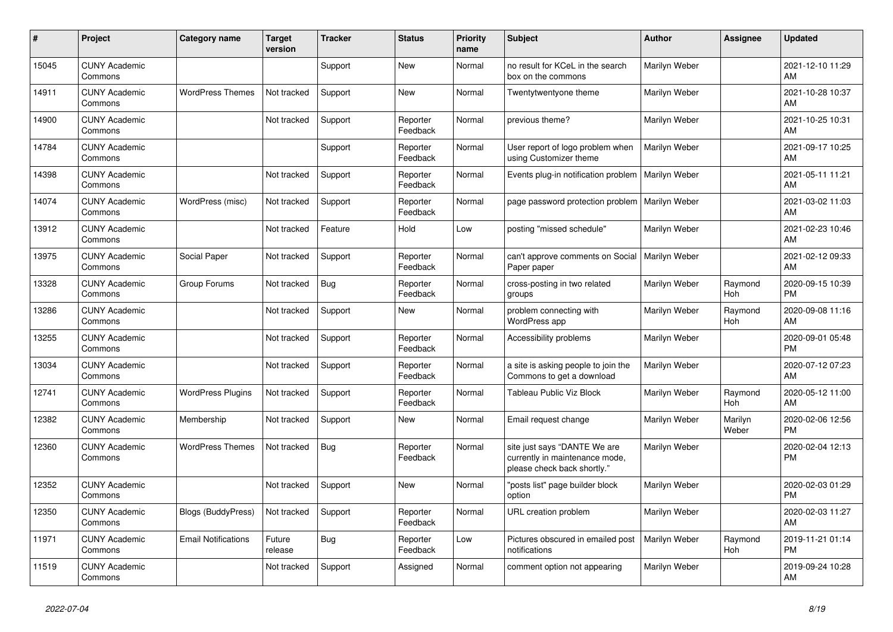| # | Project | Category name | Target version | Tracker | Status | Priority name | Subject | Author | Assignee | Updated |
|---|---|---|---|---|---|---|---|---|---|---|
| 15045 | CUNY Academic Commons | | | Support | New | Normal | no result for KCeL in the search box on the commons | Marilyn Weber | | 2021-12-10 11:29 AM |
| 14911 | CUNY Academic Commons | WordPress Themes | Not tracked | Support | New | Normal | Twentytwentyone theme | Marilyn Weber | | 2021-10-28 10:37 AM |
| 14900 | CUNY Academic Commons | | Not tracked | Support | Reporter Feedback | Normal | previous theme? | Marilyn Weber | | 2021-10-25 10:31 AM |
| 14784 | CUNY Academic Commons | | | Support | Reporter Feedback | Normal | User report of logo problem when using Customizer theme | Marilyn Weber | | 2021-09-17 10:25 AM |
| 14398 | CUNY Academic Commons | | Not tracked | Support | Reporter Feedback | Normal | Events plug-in notification problem | Marilyn Weber | | 2021-05-11 11:21 AM |
| 14074 | CUNY Academic Commons | WordPress (misc) | Not tracked | Support | Reporter Feedback | Normal | page password protection problem | Marilyn Weber | | 2021-03-02 11:03 AM |
| 13912 | CUNY Academic Commons | | Not tracked | Feature | Hold | Low | posting "missed schedule" | Marilyn Weber | | 2021-02-23 10:46 AM |
| 13975 | CUNY Academic Commons | Social Paper | Not tracked | Support | Reporter Feedback | Normal | can't approve comments on Social Paper paper | Marilyn Weber | | 2021-02-12 09:33 AM |
| 13328 | CUNY Academic Commons | Group Forums | Not tracked | Bug | Reporter Feedback | Normal | cross-posting in two related groups | Marilyn Weber | Raymond Hoh | 2020-09-15 10:39 PM |
| 13286 | CUNY Academic Commons | | Not tracked | Support | New | Normal | problem connecting with WordPress app | Marilyn Weber | Raymond Hoh | 2020-09-08 11:16 AM |
| 13255 | CUNY Academic Commons | | Not tracked | Support | Reporter Feedback | Normal | Accessibility problems | Marilyn Weber | | 2020-09-01 05:48 PM |
| 13034 | CUNY Academic Commons | | Not tracked | Support | Reporter Feedback | Normal | a site is asking people to join the Commons to get a download | Marilyn Weber | | 2020-07-12 07:23 AM |
| 12741 | CUNY Academic Commons | WordPress Plugins | Not tracked | Support | Reporter Feedback | Normal | Tableau Public Viz Block | Marilyn Weber | Raymond Hoh | 2020-05-12 11:00 AM |
| 12382 | CUNY Academic Commons | Membership | Not tracked | Support | New | Normal | Email request change | Marilyn Weber | Marilyn Weber | 2020-02-06 12:56 PM |
| 12360 | CUNY Academic Commons | WordPress Themes | Not tracked | Bug | Reporter Feedback | Normal | site just says "DANTE We are currently in maintenance mode, please check back shortly." | Marilyn Weber | | 2020-02-04 12:13 PM |
| 12352 | CUNY Academic Commons | | Not tracked | Support | New | Normal | "posts list" page builder block option | Marilyn Weber | | 2020-02-03 01:29 PM |
| 12350 | CUNY Academic Commons | Blogs (BuddyPress) | Not tracked | Support | Reporter Feedback | Normal | URL creation problem | Marilyn Weber | | 2020-02-03 11:27 AM |
| 11971 | CUNY Academic Commons | Email Notifications | Future release | Bug | Reporter Feedback | Low | Pictures obscured in emailed post notifications | Marilyn Weber | Raymond Hoh | 2019-11-21 01:14 PM |
| 11519 | CUNY Academic Commons | | Not tracked | Support | Assigned | Normal | comment option not appearing | Marilyn Weber | | 2019-09-24 10:28 AM |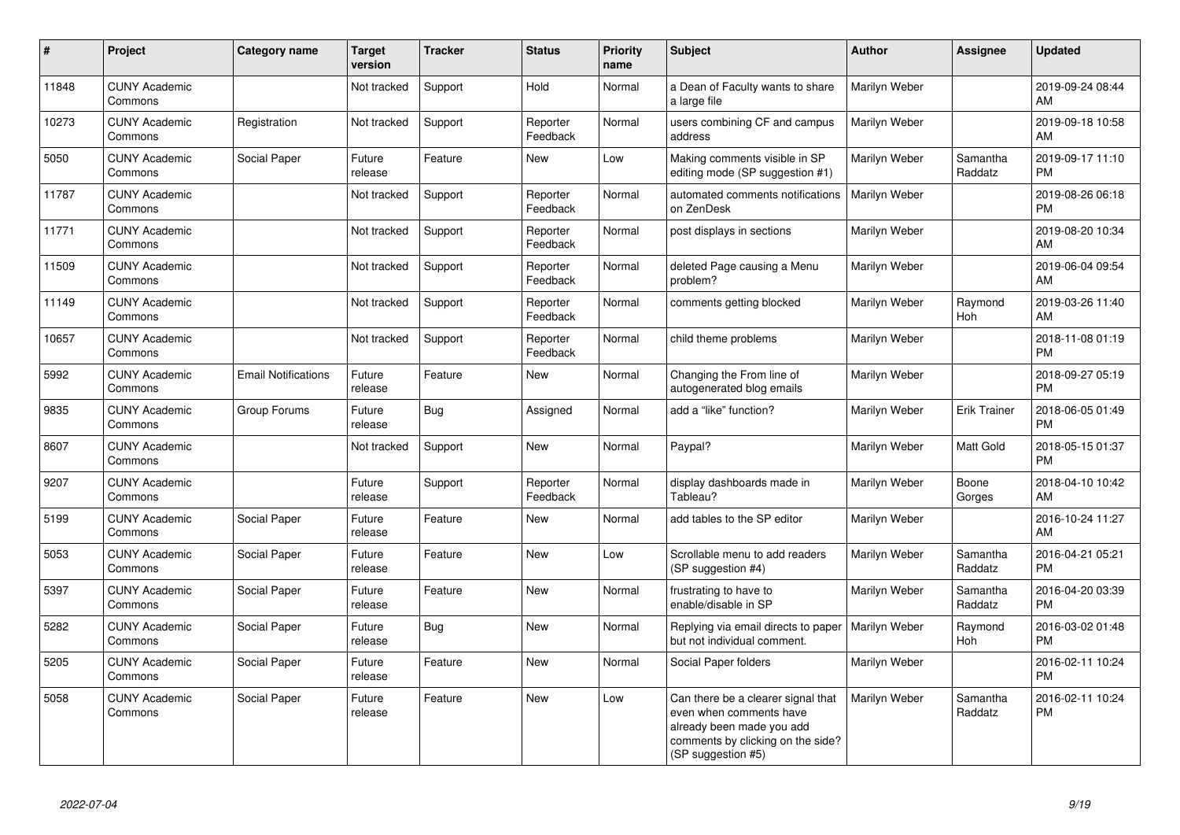| # | Project | Category name | Target version | Tracker | Status | Priority name | Subject | Author | Assignee | Updated |
|---|---|---|---|---|---|---|---|---|---|---|
| 11848 | CUNY Academic Commons | | Not tracked | Support | Hold | Normal | a Dean of Faculty wants to share a large file | Marilyn Weber | | 2019-09-24 08:44 AM |
| 10273 | CUNY Academic Commons | Registration | Not tracked | Support | Reporter Feedback | Normal | users combining CF and campus address | Marilyn Weber | | 2019-09-18 10:58 AM |
| 5050 | CUNY Academic Commons | Social Paper | Future release | Feature | New | Low | Making comments visible in SP editing mode (SP suggestion #1) | Marilyn Weber | Samantha Raddatz | 2019-09-17 11:10 PM |
| 11787 | CUNY Academic Commons | | Not tracked | Support | Reporter Feedback | Normal | automated comments notifications on ZenDesk | Marilyn Weber | | 2019-08-26 06:18 PM |
| 11771 | CUNY Academic Commons | | Not tracked | Support | Reporter Feedback | Normal | post displays in sections | Marilyn Weber | | 2019-08-20 10:34 AM |
| 11509 | CUNY Academic Commons | | Not tracked | Support | Reporter Feedback | Normal | deleted Page causing a Menu problem? | Marilyn Weber | | 2019-06-04 09:54 AM |
| 11149 | CUNY Academic Commons | | Not tracked | Support | Reporter Feedback | Normal | comments getting blocked | Marilyn Weber | Raymond Hoh | 2019-03-26 11:40 AM |
| 10657 | CUNY Academic Commons | | Not tracked | Support | Reporter Feedback | Normal | child theme problems | Marilyn Weber | | 2018-11-08 01:19 PM |
| 5992 | CUNY Academic Commons | Email Notifications | Future release | Feature | New | Normal | Changing the From line of autogenerated blog emails | Marilyn Weber | | 2018-09-27 05:19 PM |
| 9835 | CUNY Academic Commons | Group Forums | Future release | Bug | Assigned | Normal | add a "like" function? | Marilyn Weber | Erik Trainer | 2018-06-05 01:49 PM |
| 8607 | CUNY Academic Commons | | Not tracked | Support | New | Normal | Paypal? | Marilyn Weber | Matt Gold | 2018-05-15 01:37 PM |
| 9207 | CUNY Academic Commons | | Future release | Support | Reporter Feedback | Normal | display dashboards made in Tableau? | Marilyn Weber | Boone Gorges | 2018-04-10 10:42 AM |
| 5199 | CUNY Academic Commons | Social Paper | Future release | Feature | New | Normal | add tables to the SP editor | Marilyn Weber | | 2016-10-24 11:27 AM |
| 5053 | CUNY Academic Commons | Social Paper | Future release | Feature | New | Low | Scrollable menu to add readers (SP suggestion #4) | Marilyn Weber | Samantha Raddatz | 2016-04-21 05:21 PM |
| 5397 | CUNY Academic Commons | Social Paper | Future release | Feature | New | Normal | frustrating to have to enable/disable in SP | Marilyn Weber | Samantha Raddatz | 2016-04-20 03:39 PM |
| 5282 | CUNY Academic Commons | Social Paper | Future release | Bug | New | Normal | Replying via email directs to paper but not individual comment. | Marilyn Weber | Raymond Hoh | 2016-03-02 01:48 PM |
| 5205 | CUNY Academic Commons | Social Paper | Future release | Feature | New | Normal | Social Paper folders | Marilyn Weber | | 2016-02-11 10:24 PM |
| 5058 | CUNY Academic Commons | Social Paper | Future release | Feature | New | Low | Can there be a clearer signal that even when comments have already been made you add comments by clicking on the side? (SP suggestion #5) | Marilyn Weber | Samantha Raddatz | 2016-02-11 10:24 PM |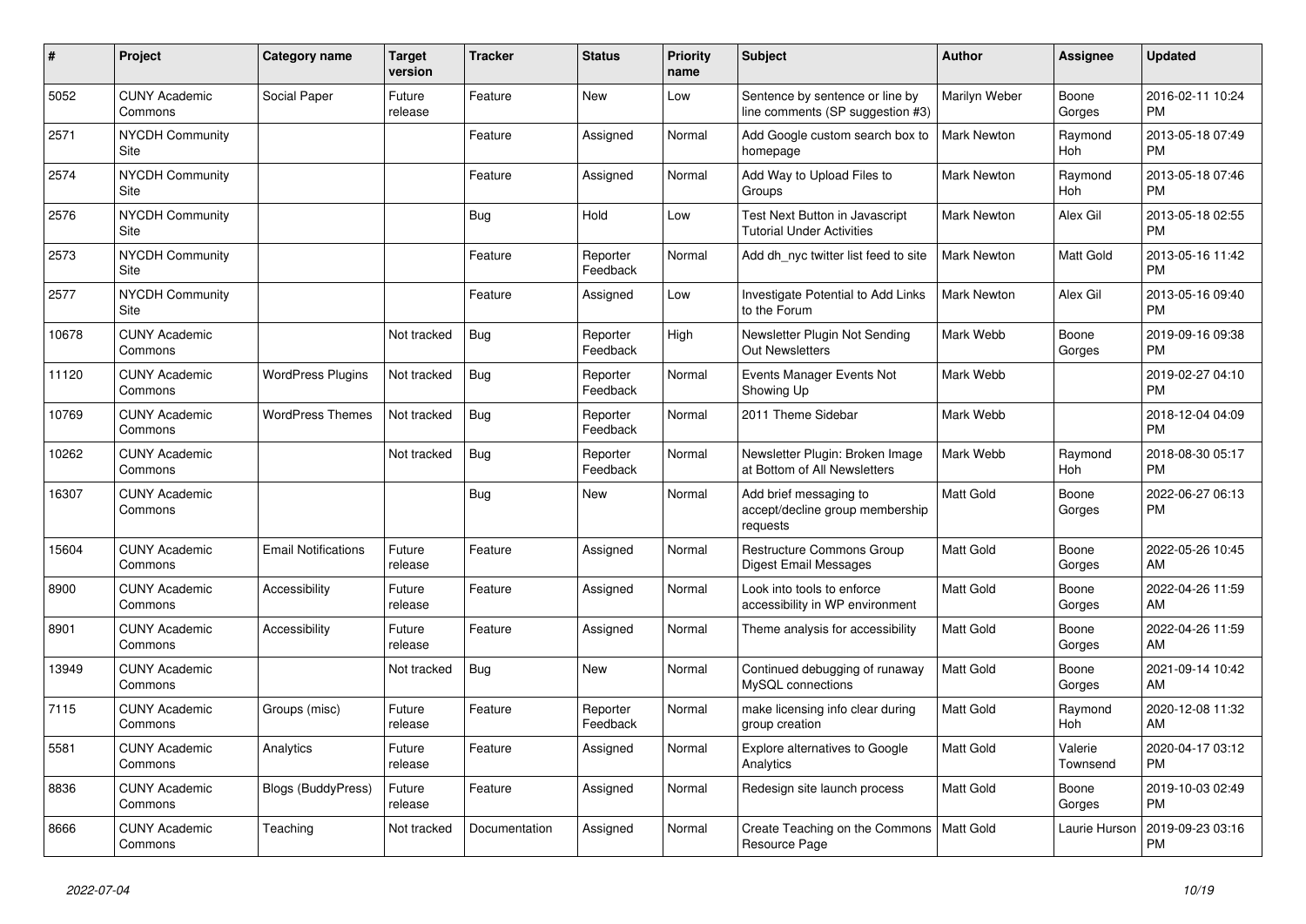| # | Project | Category name | Target version | Tracker | Status | Priority name | Subject | Author | Assignee | Updated |
|---|---|---|---|---|---|---|---|---|---|---|
| 5052 | CUNY Academic Commons | Social Paper | Future release | Feature | New | Low | Sentence by sentence or line by line comments (SP suggestion #3) | Marilyn Weber | Boone Gorges | 2016-02-11 10:24 PM |
| 2571 | NYCDH Community Site | | | Feature | Assigned | Normal | Add Google custom search box to homepage | Mark Newton | Raymond Hoh | 2013-05-18 07:49 PM |
| 2574 | NYCDH Community Site | | | Feature | Assigned | Normal | Add Way to Upload Files to Groups | Mark Newton | Raymond Hoh | 2013-05-18 07:46 PM |
| 2576 | NYCDH Community Site | | | Bug | Hold | Low | Test Next Button in Javascript Tutorial Under Activities | Mark Newton | Alex Gil | 2013-05-18 02:55 PM |
| 2573 | NYCDH Community Site | | | Feature | Reporter Feedback | Normal | Add dh_nyc twitter list feed to site | Mark Newton | Matt Gold | 2013-05-16 11:42 PM |
| 2577 | NYCDH Community Site | | | Feature | Assigned | Low | Investigate Potential to Add Links to the Forum | Mark Newton | Alex Gil | 2013-05-16 09:40 PM |
| 10678 | CUNY Academic Commons | | Not tracked | Bug | Reporter Feedback | High | Newsletter Plugin Not Sending Out Newsletters | Mark Webb | Boone Gorges | 2019-09-16 09:38 PM |
| 11120 | CUNY Academic Commons | WordPress Plugins | Not tracked | Bug | Reporter Feedback | Normal | Events Manager Events Not Showing Up | Mark Webb | | 2019-02-27 04:10 PM |
| 10769 | CUNY Academic Commons | WordPress Themes | Not tracked | Bug | Reporter Feedback | Normal | 2011 Theme Sidebar | Mark Webb | | 2018-12-04 04:09 PM |
| 10262 | CUNY Academic Commons | | Not tracked | Bug | Reporter Feedback | Normal | Newsletter Plugin: Broken Image at Bottom of All Newsletters | Mark Webb | Raymond Hoh | 2018-08-30 05:17 PM |
| 16307 | CUNY Academic Commons | | | Bug | New | Normal | Add brief messaging to accept/decline group membership requests | Matt Gold | Boone Gorges | 2022-06-27 06:13 PM |
| 15604 | CUNY Academic Commons | Email Notifications | Future release | Feature | Assigned | Normal | Restructure Commons Group Digest Email Messages | Matt Gold | Boone Gorges | 2022-05-26 10:45 AM |
| 8900 | CUNY Academic Commons | Accessibility | Future release | Feature | Assigned | Normal | Look into tools to enforce accessibility in WP environment | Matt Gold | Boone Gorges | 2022-04-26 11:59 AM |
| 8901 | CUNY Academic Commons | Accessibility | Future release | Feature | Assigned | Normal | Theme analysis for accessibility | Matt Gold | Boone Gorges | 2022-04-26 11:59 AM |
| 13949 | CUNY Academic Commons | | Not tracked | Bug | New | Normal | Continued debugging of runaway MySQL connections | Matt Gold | Boone Gorges | 2021-09-14 10:42 AM |
| 7115 | CUNY Academic Commons | Groups (misc) | Future release | Feature | Reporter Feedback | Normal | make licensing info clear during group creation | Matt Gold | Raymond Hoh | 2020-12-08 11:32 AM |
| 5581 | CUNY Academic Commons | Analytics | Future release | Feature | Assigned | Normal | Explore alternatives to Google Analytics | Matt Gold | Valerie Townsend | 2020-04-17 03:12 PM |
| 8836 | CUNY Academic Commons | Blogs (BuddyPress) | Future release | Feature | Assigned | Normal | Redesign site launch process | Matt Gold | Boone Gorges | 2019-10-03 02:49 PM |
| 8666 | CUNY Academic Commons | Teaching | Not tracked | Documentation | Assigned | Normal | Create Teaching on the Commons Resource Page | Matt Gold | Laurie Hurson | 2019-09-23 03:16 PM |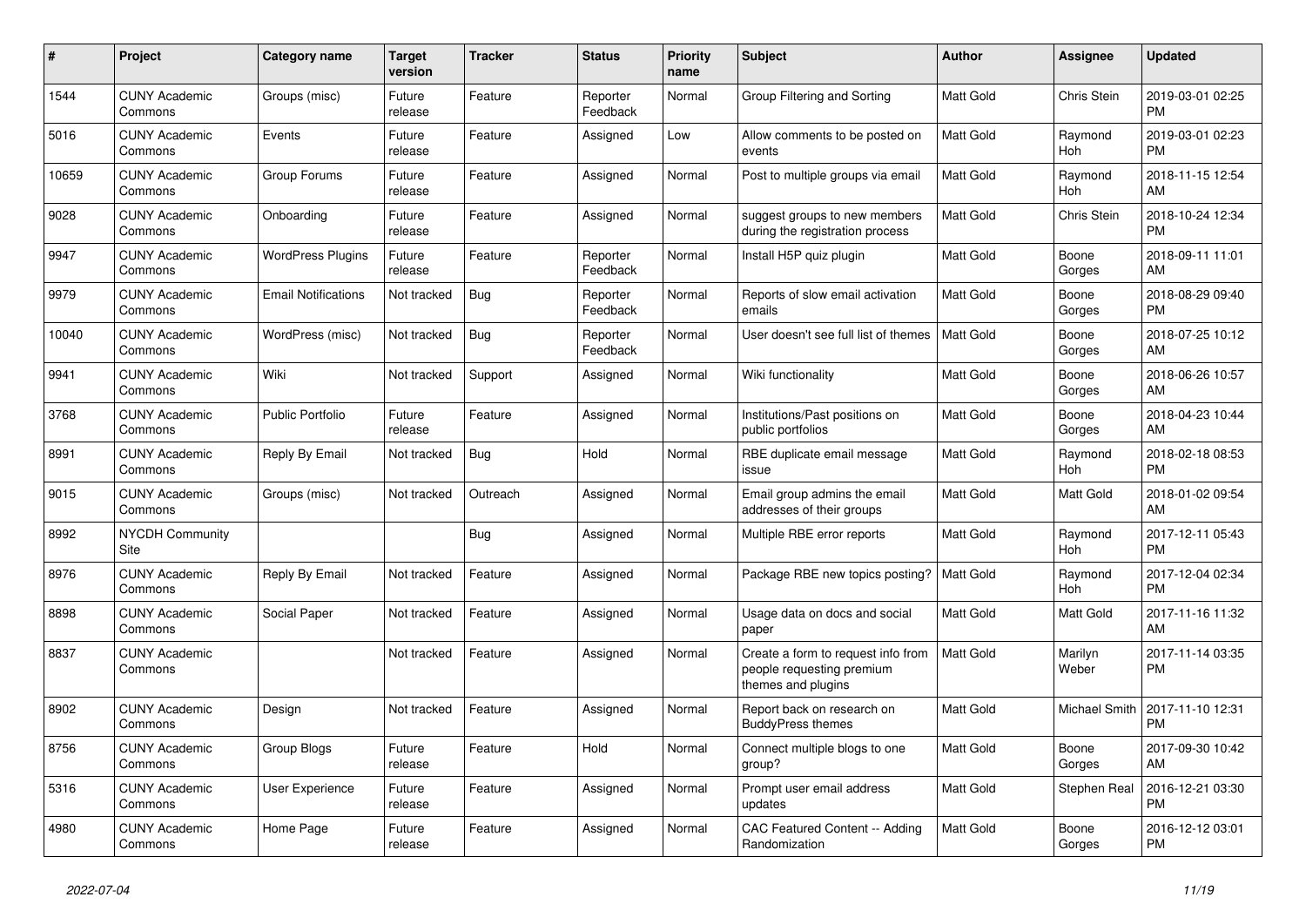| # | Project | Category name | Target version | Tracker | Status | Priority name | Subject | Author | Assignee | Updated |
|---|---|---|---|---|---|---|---|---|---|---|
| 1544 | CUNY Academic Commons | Groups (misc) | Future release | Feature | Reporter Feedback | Normal | Group Filtering and Sorting | Matt Gold | Chris Stein | 2019-03-01 02:25 PM |
| 5016 | CUNY Academic Commons | Events | Future release | Feature | Assigned | Low | Allow comments to be posted on events | Matt Gold | Raymond Hoh | 2019-03-01 02:23 PM |
| 10659 | CUNY Academic Commons | Group Forums | Future release | Feature | Assigned | Normal | Post to multiple groups via email | Matt Gold | Raymond Hoh | 2018-11-15 12:54 AM |
| 9028 | CUNY Academic Commons | Onboarding | Future release | Feature | Assigned | Normal | suggest groups to new members during the registration process | Matt Gold | Chris Stein | 2018-10-24 12:34 PM |
| 9947 | CUNY Academic Commons | WordPress Plugins | Future release | Feature | Reporter Feedback | Normal | Install H5P quiz plugin | Matt Gold | Boone Gorges | 2018-09-11 11:01 AM |
| 9979 | CUNY Academic Commons | Email Notifications | Not tracked | Bug | Reporter Feedback | Normal | Reports of slow email activation emails | Matt Gold | Boone Gorges | 2018-08-29 09:40 PM |
| 10040 | CUNY Academic Commons | WordPress (misc) | Not tracked | Bug | Reporter Feedback | Normal | User doesn't see full list of themes | Matt Gold | Boone Gorges | 2018-07-25 10:12 AM |
| 9941 | CUNY Academic Commons | Wiki | Not tracked | Support | Assigned | Normal | Wiki functionality | Matt Gold | Boone Gorges | 2018-06-26 10:57 AM |
| 3768 | CUNY Academic Commons | Public Portfolio | Future release | Feature | Assigned | Normal | Institutions/Past positions on public portfolios | Matt Gold | Boone Gorges | 2018-04-23 10:44 AM |
| 8991 | CUNY Academic Commons | Reply By Email | Not tracked | Bug | Hold | Normal | RBE duplicate email message issue | Matt Gold | Raymond Hoh | 2018-02-18 08:53 PM |
| 9015 | CUNY Academic Commons | Groups (misc) | Not tracked | Outreach | Assigned | Normal | Email group admins the email addresses of their groups | Matt Gold | Matt Gold | 2018-01-02 09:54 AM |
| 8992 | NYCDH Community Site | | | Bug | Assigned | Normal | Multiple RBE error reports | Matt Gold | Raymond Hoh | 2017-12-11 05:43 PM |
| 8976 | CUNY Academic Commons | Reply By Email | Not tracked | Feature | Assigned | Normal | Package RBE new topics posting? | Matt Gold | Raymond Hoh | 2017-12-04 02:34 PM |
| 8898 | CUNY Academic Commons | Social Paper | Not tracked | Feature | Assigned | Normal | Usage data on docs and social paper | Matt Gold | Matt Gold | 2017-11-16 11:32 AM |
| 8837 | CUNY Academic Commons | | Not tracked | Feature | Assigned | Normal | Create a form to request info from people requesting premium themes and plugins | Matt Gold | Marilyn Weber | 2017-11-14 03:35 PM |
| 8902 | CUNY Academic Commons | Design | Not tracked | Feature | Assigned | Normal | Report back on research on BuddyPress themes | Matt Gold | Michael Smith | 2017-11-10 12:31 PM |
| 8756 | CUNY Academic Commons | Group Blogs | Future release | Feature | Hold | Normal | Connect multiple blogs to one group? | Matt Gold | Boone Gorges | 2017-09-30 10:42 AM |
| 5316 | CUNY Academic Commons | User Experience | Future release | Feature | Assigned | Normal | Prompt user email address updates | Matt Gold | Stephen Real | 2016-12-21 03:30 PM |
| 4980 | CUNY Academic Commons | Home Page | Future release | Feature | Assigned | Normal | CAC Featured Content -- Adding Randomization | Matt Gold | Boone Gorges | 2016-12-12 03:01 PM |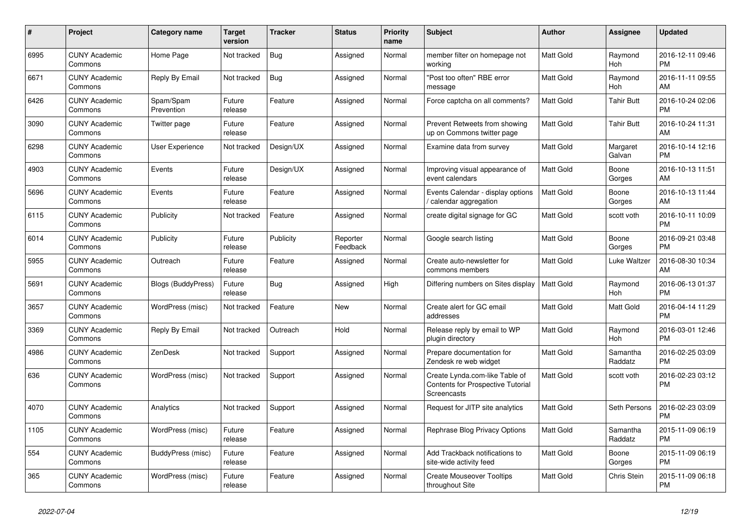| # | Project | Category name | Target version | Tracker | Status | Priority name | Subject | Author | Assignee | Updated |
|---|---|---|---|---|---|---|---|---|---|---|
| 6995 | CUNY Academic Commons | Home Page | Not tracked | Bug | Assigned | Normal | member filter on homepage not working | Matt Gold | Raymond Hoh | 2016-12-11 09:46 PM |
| 6671 | CUNY Academic Commons | Reply By Email | Not tracked | Bug | Assigned | Normal | "Post too often" RBE error message | Matt Gold | Raymond Hoh | 2016-11-11 09:55 AM |
| 6426 | CUNY Academic Commons | Spam/Spam Prevention | Future release | Feature | Assigned | Normal | Force captcha on all comments? | Matt Gold | Tahir Butt | 2016-10-24 02:06 PM |
| 3090 | CUNY Academic Commons | Twitter page | Future release | Feature | Assigned | Normal | Prevent Retweets from showing up on Commons twitter page | Matt Gold | Tahir Butt | 2016-10-24 11:31 AM |
| 6298 | CUNY Academic Commons | User Experience | Not tracked | Design/UX | Assigned | Normal | Examine data from survey | Matt Gold | Margaret Galvan | 2016-10-14 12:16 PM |
| 4903 | CUNY Academic Commons | Events | Future release | Design/UX | Assigned | Normal | Improving visual appearance of event calendars | Matt Gold | Boone Gorges | 2016-10-13 11:51 AM |
| 5696 | CUNY Academic Commons | Events | Future release | Feature | Assigned | Normal | Events Calendar - display options / calendar aggregation | Matt Gold | Boone Gorges | 2016-10-13 11:44 AM |
| 6115 | CUNY Academic Commons | Publicity | Not tracked | Feature | Assigned | Normal | create digital signage for GC | Matt Gold | scott voth | 2016-10-11 10:09 PM |
| 6014 | CUNY Academic Commons | Publicity | Future release | Publicity | Reporter Feedback | Normal | Google search listing | Matt Gold | Boone Gorges | 2016-09-21 03:48 PM |
| 5955 | CUNY Academic Commons | Outreach | Future release | Feature | Assigned | Normal | Create auto-newsletter for commons members | Matt Gold | Luke Waltzer | 2016-08-30 10:34 AM |
| 5691 | CUNY Academic Commons | Blogs (BuddyPress) | Future release | Bug | Assigned | High | Differing numbers on Sites display | Matt Gold | Raymond Hoh | 2016-06-13 01:37 PM |
| 3657 | CUNY Academic Commons | WordPress (misc) | Not tracked | Feature | New | Normal | Create alert for GC email addresses | Matt Gold | Matt Gold | 2016-04-14 11:29 PM |
| 3369 | CUNY Academic Commons | Reply By Email | Not tracked | Outreach | Hold | Normal | Release reply by email to WP plugin directory | Matt Gold | Raymond Hoh | 2016-03-01 12:46 PM |
| 4986 | CUNY Academic Commons | ZenDesk | Not tracked | Support | Assigned | Normal | Prepare documentation for Zendesk re web widget | Matt Gold | Samantha Raddatz | 2016-02-25 03:09 PM |
| 636 | CUNY Academic Commons | WordPress (misc) | Not tracked | Support | Assigned | Normal | Create Lynda.com-like Table of Contents for Prospective Tutorial Screencasts | Matt Gold | scott voth | 2016-02-23 03:12 PM |
| 4070 | CUNY Academic Commons | Analytics | Not tracked | Support | Assigned | Normal | Request for JITP site analytics | Matt Gold | Seth Persons | 2016-02-23 03:09 PM |
| 1105 | CUNY Academic Commons | WordPress (misc) | Future release | Feature | Assigned | Normal | Rephrase Blog Privacy Options | Matt Gold | Samantha Raddatz | 2015-11-09 06:19 PM |
| 554 | CUNY Academic Commons | BuddyPress (misc) | Future release | Feature | Assigned | Normal | Add Trackback notifications to site-wide activity feed | Matt Gold | Boone Gorges | 2015-11-09 06:19 PM |
| 365 | CUNY Academic Commons | WordPress (misc) | Future release | Feature | Assigned | Normal | Create Mouseover Tooltips throughout Site | Matt Gold | Chris Stein | 2015-11-09 06:18 PM |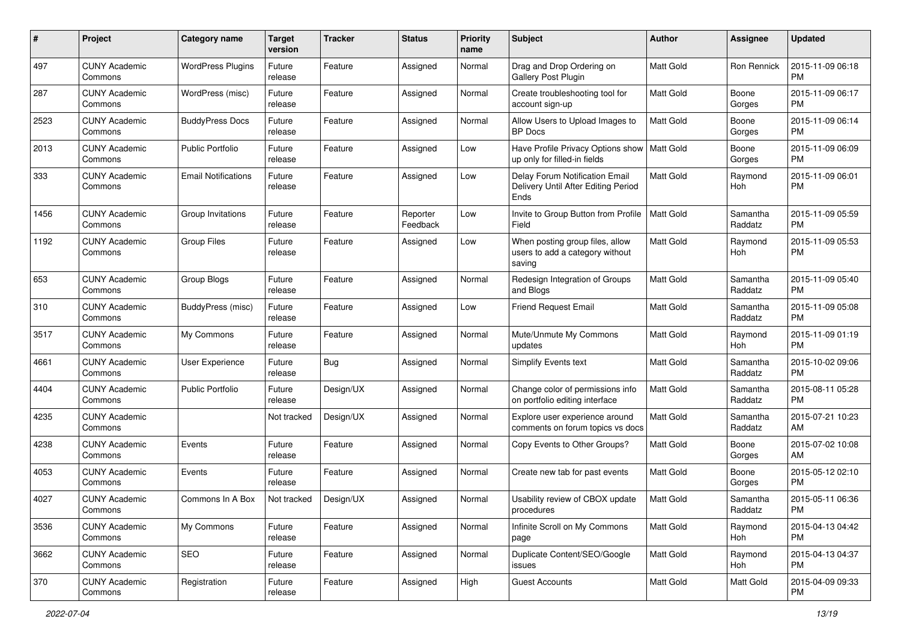| # | Project | Category name | Target version | Tracker | Status | Priority name | Subject | Author | Assignee | Updated |
|---|---|---|---|---|---|---|---|---|---|---|
| 497 | CUNY Academic Commons | WordPress Plugins | Future release | Feature | Assigned | Normal | Drag and Drop Ordering on Gallery Post Plugin | Matt Gold | Ron Rennick | 2015-11-09 06:18 PM |
| 287 | CUNY Academic Commons | WordPress (misc) | Future release | Feature | Assigned | Normal | Create troubleshooting tool for account sign-up | Matt Gold | Boone Gorges | 2015-11-09 06:17 PM |
| 2523 | CUNY Academic Commons | BuddyPress Docs | Future release | Feature | Assigned | Normal | Allow Users to Upload Images to BP Docs | Matt Gold | Boone Gorges | 2015-11-09 06:14 PM |
| 2013 | CUNY Academic Commons | Public Portfolio | Future release | Feature | Assigned | Low | Have Profile Privacy Options show up only for filled-in fields | Matt Gold | Boone Gorges | 2015-11-09 06:09 PM |
| 333 | CUNY Academic Commons | Email Notifications | Future release | Feature | Assigned | Low | Delay Forum Notification Email Delivery Until After Editing Period Ends | Matt Gold | Raymond Hoh | 2015-11-09 06:01 PM |
| 1456 | CUNY Academic Commons | Group Invitations | Future release | Feature | Reporter Feedback | Low | Invite to Group Button from Profile Field | Matt Gold | Samantha Raddatz | 2015-11-09 05:59 PM |
| 1192 | CUNY Academic Commons | Group Files | Future release | Feature | Assigned | Low | When posting group files, allow users to add a category without saving | Matt Gold | Raymond Hoh | 2015-11-09 05:53 PM |
| 653 | CUNY Academic Commons | Group Blogs | Future release | Feature | Assigned | Normal | Redesign Integration of Groups and Blogs | Matt Gold | Samantha Raddatz | 2015-11-09 05:40 PM |
| 310 | CUNY Academic Commons | BuddyPress (misc) | Future release | Feature | Assigned | Low | Friend Request Email | Matt Gold | Samantha Raddatz | 2015-11-09 05:08 PM |
| 3517 | CUNY Academic Commons | My Commons | Future release | Feature | Assigned | Normal | Mute/Unmute My Commons updates | Matt Gold | Raymond Hoh | 2015-11-09 01:19 PM |
| 4661 | CUNY Academic Commons | User Experience | Future release | Bug | Assigned | Normal | Simplify Events text | Matt Gold | Samantha Raddatz | 2015-10-02 09:06 PM |
| 4404 | CUNY Academic Commons | Public Portfolio | Future release | Design/UX | Assigned | Normal | Change color of permissions info on portfolio editing interface | Matt Gold | Samantha Raddatz | 2015-08-11 05:28 PM |
| 4235 | CUNY Academic Commons | | Not tracked | Design/UX | Assigned | Normal | Explore user experience around comments on forum topics vs docs | Matt Gold | Samantha Raddatz | 2015-07-21 10:23 AM |
| 4238 | CUNY Academic Commons | Events | Future release | Feature | Assigned | Normal | Copy Events to Other Groups? | Matt Gold | Boone Gorges | 2015-07-02 10:08 AM |
| 4053 | CUNY Academic Commons | Events | Future release | Feature | Assigned | Normal | Create new tab for past events | Matt Gold | Boone Gorges | 2015-05-12 02:10 PM |
| 4027 | CUNY Academic Commons | Commons In A Box | Not tracked | Design/UX | Assigned | Normal | Usability review of CBOX update procedures | Matt Gold | Samantha Raddatz | 2015-05-11 06:36 PM |
| 3536 | CUNY Academic Commons | My Commons | Future release | Feature | Assigned | Normal | Infinite Scroll on My Commons page | Matt Gold | Raymond Hoh | 2015-04-13 04:42 PM |
| 3662 | CUNY Academic Commons | SEO | Future release | Feature | Assigned | Normal | Duplicate Content/SEO/Google issues | Matt Gold | Raymond Hoh | 2015-04-13 04:37 PM |
| 370 | CUNY Academic Commons | Registration | Future release | Feature | Assigned | High | Guest Accounts | Matt Gold | Matt Gold | 2015-04-09 09:33 PM |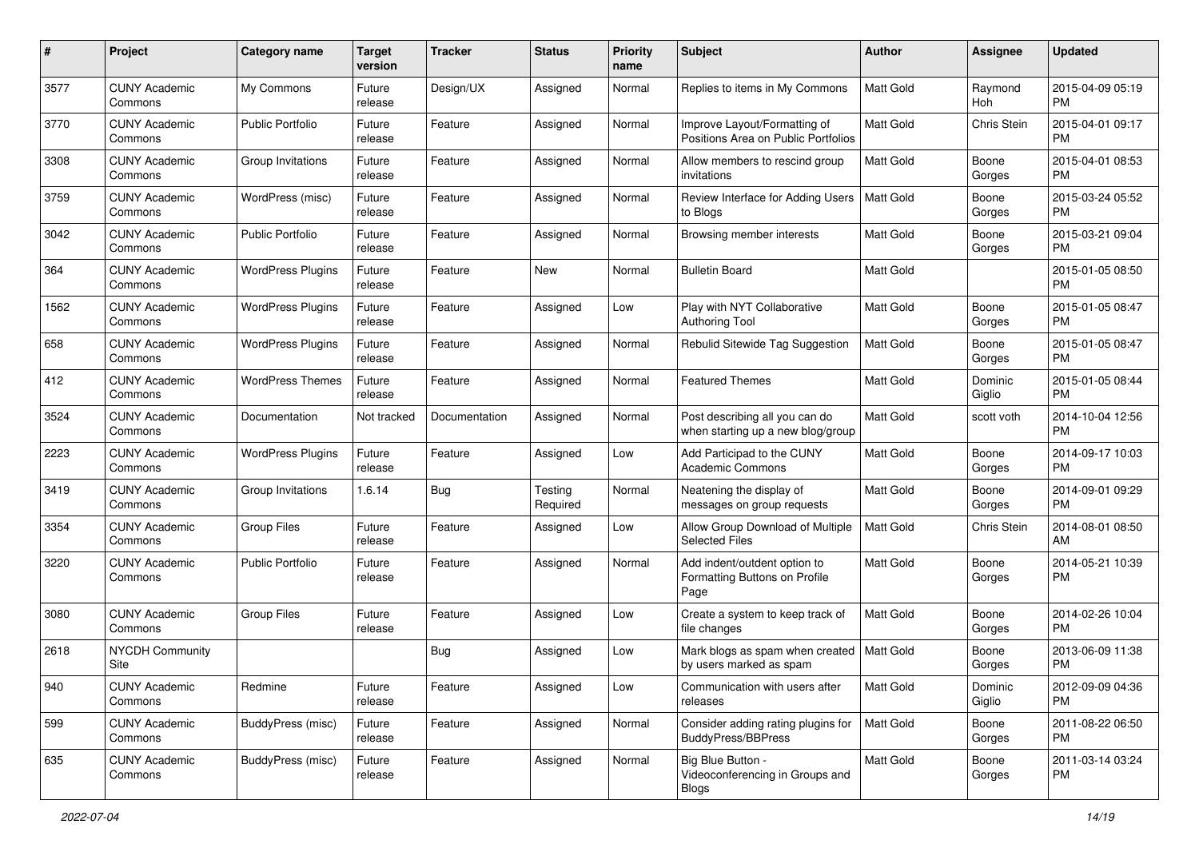| # | Project | Category name | Target version | Tracker | Status | Priority name | Subject | Author | Assignee | Updated |
|---|---|---|---|---|---|---|---|---|---|---|
| 3577 | CUNY Academic Commons | My Commons | Future release | Design/UX | Assigned | Normal | Replies to items in My Commons | Matt Gold | Raymond Hoh | 2015-04-09 05:19 PM |
| 3770 | CUNY Academic Commons | Public Portfolio | Future release | Feature | Assigned | Normal | Improve Layout/Formatting of Positions Area on Public Portfolios | Matt Gold | Chris Stein | 2015-04-01 09:17 PM |
| 3308 | CUNY Academic Commons | Group Invitations | Future release | Feature | Assigned | Normal | Allow members to rescind group invitations | Matt Gold | Boone Gorges | 2015-04-01 08:53 PM |
| 3759 | CUNY Academic Commons | WordPress (misc) | Future release | Feature | Assigned | Normal | Review Interface for Adding Users to Blogs | Matt Gold | Boone Gorges | 2015-03-24 05:52 PM |
| 3042 | CUNY Academic Commons | Public Portfolio | Future release | Feature | Assigned | Normal | Browsing member interests | Matt Gold | Boone Gorges | 2015-03-21 09:04 PM |
| 364 | CUNY Academic Commons | WordPress Plugins | Future release | Feature | New | Normal | Bulletin Board | Matt Gold | | 2015-01-05 08:50 PM |
| 1562 | CUNY Academic Commons | WordPress Plugins | Future release | Feature | Assigned | Low | Play with NYT Collaborative Authoring Tool | Matt Gold | Boone Gorges | 2015-01-05 08:47 PM |
| 658 | CUNY Academic Commons | WordPress Plugins | Future release | Feature | Assigned | Normal | Rebulid Sitewide Tag Suggestion | Matt Gold | Boone Gorges | 2015-01-05 08:47 PM |
| 412 | CUNY Academic Commons | WordPress Themes | Future release | Feature | Assigned | Normal | Featured Themes | Matt Gold | Dominic Giglio | 2015-01-05 08:44 PM |
| 3524 | CUNY Academic Commons | Documentation | Not tracked | Documentation | Assigned | Normal | Post describing all you can do when starting up a new blog/group | Matt Gold | scott voth | 2014-10-04 12:56 PM |
| 2223 | CUNY Academic Commons | WordPress Plugins | Future release | Feature | Assigned | Low | Add Participad to the CUNY Academic Commons | Matt Gold | Boone Gorges | 2014-09-17 10:03 PM |
| 3419 | CUNY Academic Commons | Group Invitations | 1.6.14 | Bug | Testing Required | Normal | Neatening the display of messages on group requests | Matt Gold | Boone Gorges | 2014-09-01 09:29 PM |
| 3354 | CUNY Academic Commons | Group Files | Future release | Feature | Assigned | Low | Allow Group Download of Multiple Selected Files | Matt Gold | Chris Stein | 2014-08-01 08:50 AM |
| 3220 | CUNY Academic Commons | Public Portfolio | Future release | Feature | Assigned | Normal | Add indent/outdent option to Formatting Buttons on Profile Page | Matt Gold | Boone Gorges | 2014-05-21 10:39 PM |
| 3080 | CUNY Academic Commons | Group Files | Future release | Feature | Assigned | Low | Create a system to keep track of file changes | Matt Gold | Boone Gorges | 2014-02-26 10:04 PM |
| 2618 | NYCDH Community Site | | | Bug | Assigned | Low | Mark blogs as spam when created by users marked as spam | Matt Gold | Boone Gorges | 2013-06-09 11:38 PM |
| 940 | CUNY Academic Commons | Redmine | Future release | Feature | Assigned | Low | Communication with users after releases | Matt Gold | Dominic Giglio | 2012-09-09 04:36 PM |
| 599 | CUNY Academic Commons | BuddyPress (misc) | Future release | Feature | Assigned | Normal | Consider adding rating plugins for BuddyPress/BBPress | Matt Gold | Boone Gorges | 2011-08-22 06:50 PM |
| 635 | CUNY Academic Commons | BuddyPress (misc) | Future release | Feature | Assigned | Normal | Big Blue Button - Videoconferencing in Groups and Blogs | Matt Gold | Boone Gorges | 2011-03-14 03:24 PM |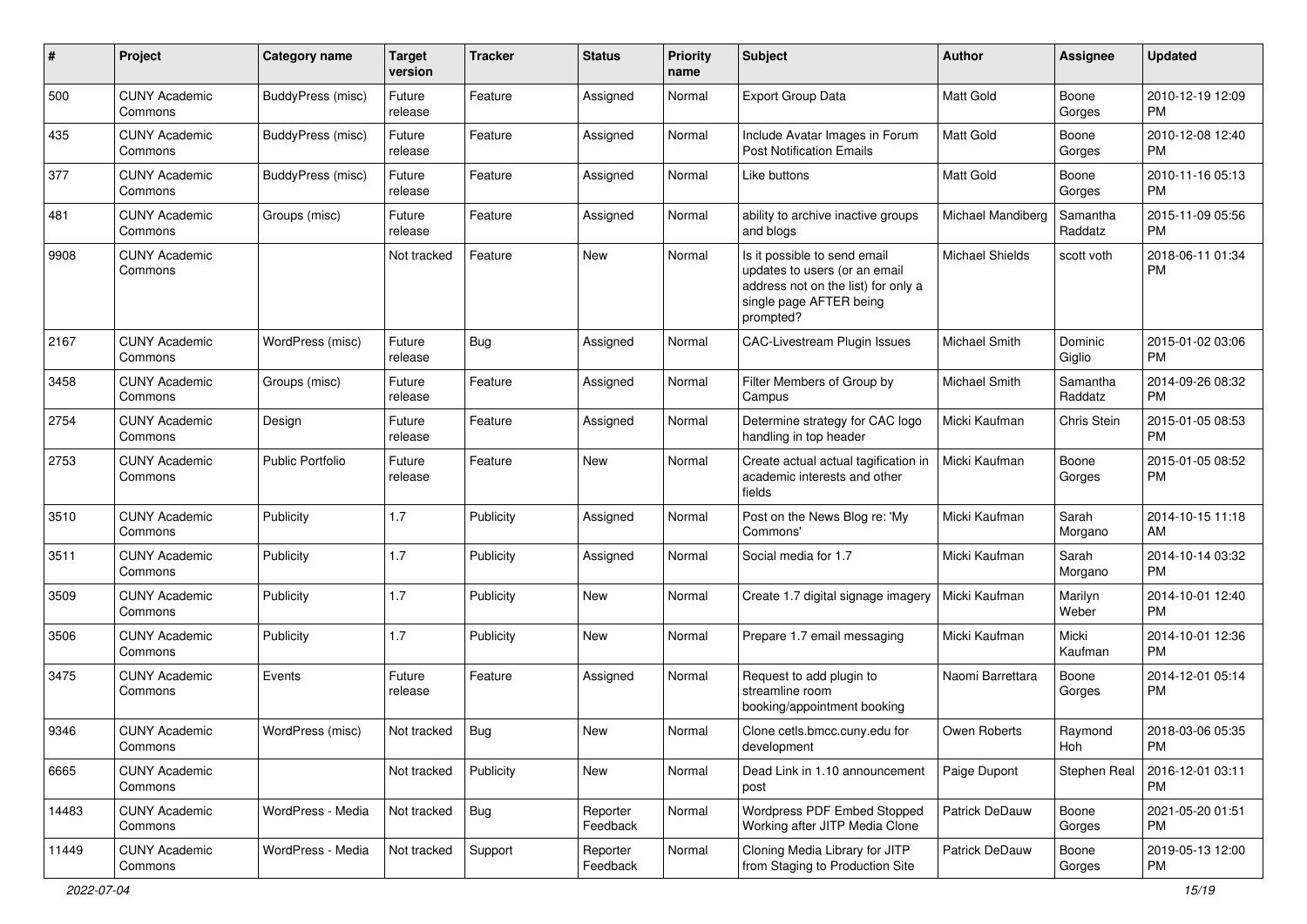| # | Project | Category name | Target version | Tracker | Status | Priority name | Subject | Author | Assignee | Updated |
|---|---|---|---|---|---|---|---|---|---|---|
| 500 | CUNY Academic Commons | BuddyPress (misc) | Future release | Feature | Assigned | Normal | Export Group Data | Matt Gold | Boone Gorges | 2010-12-19 12:09 PM |
| 435 | CUNY Academic Commons | BuddyPress (misc) | Future release | Feature | Assigned | Normal | Include Avatar Images in Forum Post Notification Emails | Matt Gold | Boone Gorges | 2010-12-08 12:40 PM |
| 377 | CUNY Academic Commons | BuddyPress (misc) | Future release | Feature | Assigned | Normal | Like buttons | Matt Gold | Boone Gorges | 2010-11-16 05:13 PM |
| 481 | CUNY Academic Commons | Groups (misc) | Future release | Feature | Assigned | Normal | ability to archive inactive groups and blogs | Michael Mandiberg | Samantha Raddatz | 2015-11-09 05:56 PM |
| 9908 | CUNY Academic Commons | | Not tracked | Feature | New | Normal | Is it possible to send email updates to users (or an email address not on the list) for only a single page AFTER being prompted? | Michael Shields | scott voth | 2018-06-11 01:34 PM |
| 2167 | CUNY Academic Commons | WordPress (misc) | Future release | Bug | Assigned | Normal | CAC-Livestream Plugin Issues | Michael Smith | Dominic Giglio | 2015-01-02 03:06 PM |
| 3458 | CUNY Academic Commons | Groups (misc) | Future release | Feature | Assigned | Normal | Filter Members of Group by Campus | Michael Smith | Samantha Raddatz | 2014-09-26 08:32 PM |
| 2754 | CUNY Academic Commons | Design | Future release | Feature | Assigned | Normal | Determine strategy for CAC logo handling in top header | Micki Kaufman | Chris Stein | 2015-01-05 08:53 PM |
| 2753 | CUNY Academic Commons | Public Portfolio | Future release | Feature | New | Normal | Create actual actual tagification in academic interests and other fields | Micki Kaufman | Boone Gorges | 2015-01-05 08:52 PM |
| 3510 | CUNY Academic Commons | Publicity | 1.7 | Publicity | Assigned | Normal | Post on the News Blog re: 'My Commons' | Micki Kaufman | Sarah Morgano | 2014-10-15 11:18 AM |
| 3511 | CUNY Academic Commons | Publicity | 1.7 | Publicity | Assigned | Normal | Social media for 1.7 | Micki Kaufman | Sarah Morgano | 2014-10-14 03:32 PM |
| 3509 | CUNY Academic Commons | Publicity | 1.7 | Publicity | New | Normal | Create 1.7 digital signage imagery | Micki Kaufman | Marilyn Weber | 2014-10-01 12:40 PM |
| 3506 | CUNY Academic Commons | Publicity | 1.7 | Publicity | New | Normal | Prepare 1.7 email messaging | Micki Kaufman | Micki Kaufman | 2014-10-01 12:36 PM |
| 3475 | CUNY Academic Commons | Events | Future release | Feature | Assigned | Normal | Request to add plugin to streamline room booking/appointment booking | Naomi Barrettara | Boone Gorges | 2014-12-01 05:14 PM |
| 9346 | CUNY Academic Commons | WordPress (misc) | Not tracked | Bug | New | Normal | Clone cetls.bmcc.cuny.edu for development | Owen Roberts | Raymond Hoh | 2018-03-06 05:35 PM |
| 6665 | CUNY Academic Commons | | Not tracked | Publicity | New | Normal | Dead Link in 1.10 announcement post | Paige Dupont | Stephen Real | 2016-12-01 03:11 PM |
| 14483 | CUNY Academic Commons | WordPress - Media | Not tracked | Bug | Reporter Feedback | Normal | Wordpress PDF Embed Stopped Working after JITP Media Clone | Patrick DeDauw | Boone Gorges | 2021-05-20 01:51 PM |
| 11449 | CUNY Academic Commons | WordPress - Media | Not tracked | Support | Reporter Feedback | Normal | Cloning Media Library for JITP from Staging to Production Site | Patrick DeDauw | Boone Gorges | 2019-05-13 12:00 PM |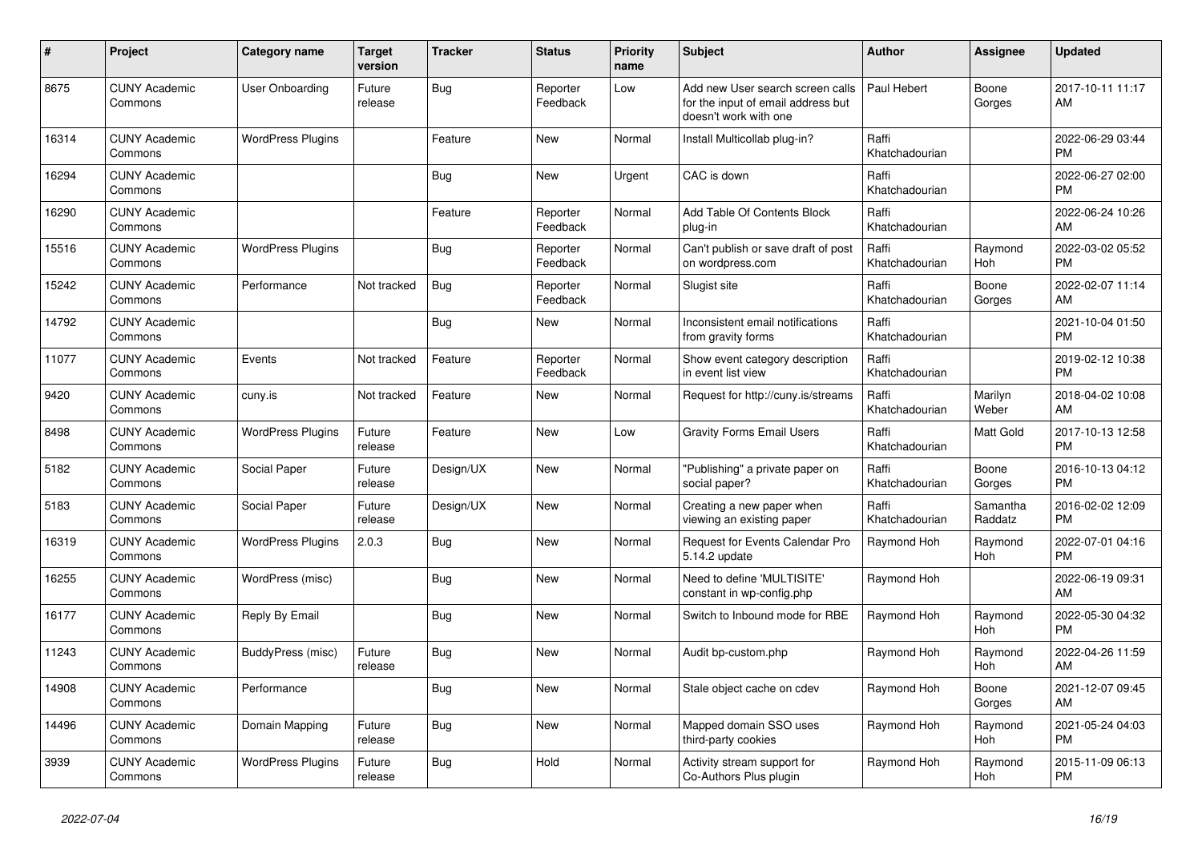| # | Project | Category name | Target version | Tracker | Status | Priority name | Subject | Author | Assignee | Updated |
|---|---|---|---|---|---|---|---|---|---|---|
| 8675 | CUNY Academic Commons | User Onboarding | Future release | Bug | Reporter Feedback | Low | Add new User search screen calls for the input of email address but doesn't work with one | Paul Hebert | Boone Gorges | 2017-10-11 11:17 AM |
| 16314 | CUNY Academic Commons | WordPress Plugins | | Feature | New | Normal | Install Multicollab plug-in? | Raffi Khatchadourian | | 2022-06-29 03:44 PM |
| 16294 | CUNY Academic Commons | | | Bug | New | Urgent | CAC is down | Raffi Khatchadourian | | 2022-06-27 02:00 PM |
| 16290 | CUNY Academic Commons | | | Feature | Reporter Feedback | Normal | Add Table Of Contents Block plug-in | Raffi Khatchadourian | | 2022-06-24 10:26 AM |
| 15516 | CUNY Academic Commons | WordPress Plugins | | Bug | Reporter Feedback | Normal | Can't publish or save draft of post on wordpress.com | Raffi Khatchadourian | Raymond Hoh | 2022-03-02 05:52 PM |
| 15242 | CUNY Academic Commons | Performance | Not tracked | Bug | Reporter Feedback | Normal | Slugist site | Raffi Khatchadourian | Boone Gorges | 2022-02-07 11:14 AM |
| 14792 | CUNY Academic Commons | | | Bug | New | Normal | Inconsistent email notifications from gravity forms | Raffi Khatchadourian | | 2021-10-04 01:50 PM |
| 11077 | CUNY Academic Commons | Events | Not tracked | Feature | Reporter Feedback | Normal | Show event category description in event list view | Raffi Khatchadourian | | 2019-02-12 10:38 PM |
| 9420 | CUNY Academic Commons | cuny.is | Not tracked | Feature | New | Normal | Request for http://cuny.is/streams | Raffi Khatchadourian | Marilyn Weber | 2018-04-02 10:08 AM |
| 8498 | CUNY Academic Commons | WordPress Plugins | Future release | Feature | New | Low | Gravity Forms Email Users | Raffi Khatchadourian | Matt Gold | 2017-10-13 12:58 PM |
| 5182 | CUNY Academic Commons | Social Paper | Future release | Design/UX | New | Normal | "Publishing" a private paper on social paper? | Raffi Khatchadourian | Boone Gorges | 2016-10-13 04:12 PM |
| 5183 | CUNY Academic Commons | Social Paper | Future release | Design/UX | New | Normal | Creating a new paper when viewing an existing paper | Raffi Khatchadourian | Samantha Raddatz | 2016-02-02 12:09 PM |
| 16319 | CUNY Academic Commons | WordPress Plugins | 2.0.3 | Bug | New | Normal | Request for Events Calendar Pro 5.14.2 update | Raymond Hoh | Raymond Hoh | 2022-07-01 04:16 PM |
| 16255 | CUNY Academic Commons | WordPress (misc) | | Bug | New | Normal | Need to define 'MULTISITE' constant in wp-config.php | Raymond Hoh | | 2022-06-19 09:31 AM |
| 16177 | CUNY Academic Commons | Reply By Email | | Bug | New | Normal | Switch to Inbound mode for RBE | Raymond Hoh | Raymond Hoh | 2022-05-30 04:32 PM |
| 11243 | CUNY Academic Commons | BuddyPress (misc) | Future release | Bug | New | Normal | Audit bp-custom.php | Raymond Hoh | Raymond Hoh | 2022-04-26 11:59 AM |
| 14908 | CUNY Academic Commons | Performance | | Bug | New | Normal | Stale object cache on cdev | Raymond Hoh | Boone Gorges | 2021-12-07 09:45 AM |
| 14496 | CUNY Academic Commons | Domain Mapping | Future release | Bug | New | Normal | Mapped domain SSO uses third-party cookies | Raymond Hoh | Raymond Hoh | 2021-05-24 04:03 PM |
| 3939 | CUNY Academic Commons | WordPress Plugins | Future release | Bug | Hold | Normal | Activity stream support for Co-Authors Plus plugin | Raymond Hoh | Raymond Hoh | 2015-11-09 06:13 PM |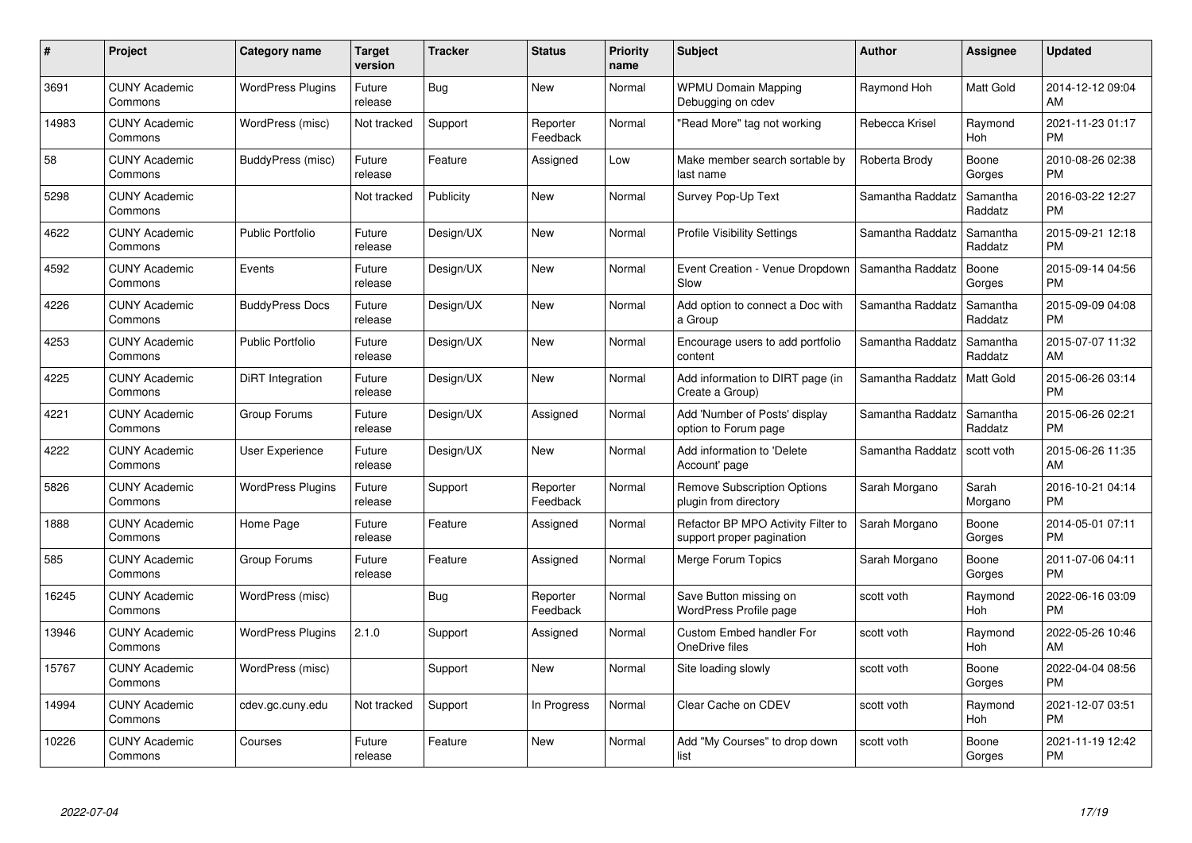| # | Project | Category name | Target version | Tracker | Status | Priority name | Subject | Author | Assignee | Updated |
|---|---|---|---|---|---|---|---|---|---|---|
| 3691 | CUNY Academic Commons | WordPress Plugins | Future release | Bug | New | Normal | WPMU Domain Mapping Debugging on cdev | Raymond Hoh | Matt Gold | 2014-12-12 09:04 AM |
| 14983 | CUNY Academic Commons | WordPress (misc) | Not tracked | Support | Reporter Feedback | Normal | "Read More" tag not working | Rebecca Krisel | Raymond Hoh | 2021-11-23 01:17 PM |
| 58 | CUNY Academic Commons | BuddyPress (misc) | Future release | Feature | Assigned | Low | Make member search sortable by last name | Roberta Brody | Boone Gorges | 2010-08-26 02:38 PM |
| 5298 | CUNY Academic Commons | | Not tracked | Publicity | New | Normal | Survey Pop-Up Text | Samantha Raddatz | Samantha Raddatz | 2016-03-22 12:27 PM |
| 4622 | CUNY Academic Commons | Public Portfolio | Future release | Design/UX | New | Normal | Profile Visibility Settings | Samantha Raddatz | Samantha Raddatz | 2015-09-21 12:18 PM |
| 4592 | CUNY Academic Commons | Events | Future release | Design/UX | New | Normal | Event Creation - Venue Dropdown Slow | Samantha Raddatz | Boone Gorges | 2015-09-14 04:56 PM |
| 4226 | CUNY Academic Commons | BuddyPress Docs | Future release | Design/UX | New | Normal | Add option to connect a Doc with a Group | Samantha Raddatz | Samantha Raddatz | 2015-09-09 04:08 PM |
| 4253 | CUNY Academic Commons | Public Portfolio | Future release | Design/UX | New | Normal | Encourage users to add portfolio content | Samantha Raddatz | Samantha Raddatz | 2015-07-07 11:32 AM |
| 4225 | CUNY Academic Commons | DiRT Integration | Future release | Design/UX | New | Normal | Add information to DIRT page (in Create a Group) | Samantha Raddatz | Matt Gold | 2015-06-26 03:14 PM |
| 4221 | CUNY Academic Commons | Group Forums | Future release | Design/UX | Assigned | Normal | Add 'Number of Posts' display option to Forum page | Samantha Raddatz | Samantha Raddatz | 2015-06-26 02:21 PM |
| 4222 | CUNY Academic Commons | User Experience | Future release | Design/UX | New | Normal | Add information to 'Delete Account' page | Samantha Raddatz | scott voth | 2015-06-26 11:35 AM |
| 5826 | CUNY Academic Commons | WordPress Plugins | Future release | Support | Reporter Feedback | Normal | Remove Subscription Options plugin from directory | Sarah Morgano | Sarah Morgano | 2016-10-21 04:14 PM |
| 1888 | CUNY Academic Commons | Home Page | Future release | Feature | Assigned | Normal | Refactor BP MPO Activity Filter to support proper pagination | Sarah Morgano | Boone Gorges | 2014-05-01 07:11 PM |
| 585 | CUNY Academic Commons | Group Forums | Future release | Feature | Assigned | Normal | Merge Forum Topics | Sarah Morgano | Boone Gorges | 2011-07-06 04:11 PM |
| 16245 | CUNY Academic Commons | WordPress (misc) | | Bug | Reporter Feedback | Normal | Save Button missing on WordPress Profile page | scott voth | Raymond Hoh | 2022-06-16 03:09 PM |
| 13946 | CUNY Academic Commons | WordPress Plugins | 2.1.0 | Support | Assigned | Normal | Custom Embed handler For OneDrive files | scott voth | Raymond Hoh | 2022-05-26 10:46 AM |
| 15767 | CUNY Academic Commons | WordPress (misc) | | Support | New | Normal | Site loading slowly | scott voth | Boone Gorges | 2022-04-04 08:56 PM |
| 14994 | CUNY Academic Commons | cdev.gc.cuny.edu | Not tracked | Support | In Progress | Normal | Clear Cache on CDEV | scott voth | Raymond Hoh | 2021-12-07 03:51 PM |
| 10226 | CUNY Academic Commons | Courses | Future release | Feature | New | Normal | Add "My Courses" to drop down list | scott voth | Boone Gorges | 2021-11-19 12:42 PM |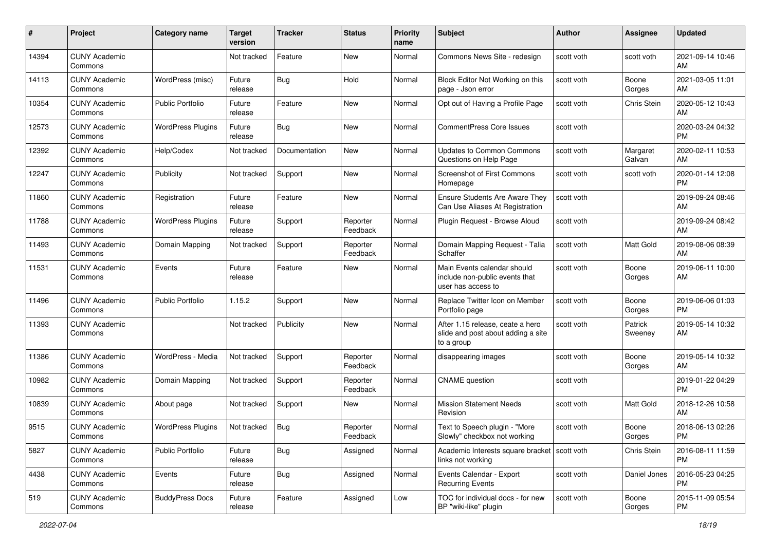| # | Project | Category name | Target version | Tracker | Status | Priority name | Subject | Author | Assignee | Updated |
|---|---|---|---|---|---|---|---|---|---|---|
| 14394 | CUNY Academic Commons | | Not tracked | Feature | New | Normal | Commons News Site - redesign | scott voth | scott voth | 2021-09-14 10:46 AM |
| 14113 | CUNY Academic Commons | WordPress (misc) | Future release | Bug | Hold | Normal | Block Editor Not Working on this page - Json error | scott voth | Boone Gorges | 2021-03-05 11:01 AM |
| 10354 | CUNY Academic Commons | Public Portfolio | Future release | Feature | New | Normal | Opt out of Having a Profile Page | scott voth | Chris Stein | 2020-05-12 10:43 AM |
| 12573 | CUNY Academic Commons | WordPress Plugins | Future release | Bug | New | Normal | CommentPress Core Issues | scott voth | | 2020-03-24 04:32 PM |
| 12392 | CUNY Academic Commons | Help/Codex | Not tracked | Documentation | New | Normal | Updates to Common Commons Questions on Help Page | scott voth | Margaret Galvan | 2020-02-11 10:53 AM |
| 12247 | CUNY Academic Commons | Publicity | Not tracked | Support | New | Normal | Screenshot of First Commons Homepage | scott voth | scott voth | 2020-01-14 12:08 PM |
| 11860 | CUNY Academic Commons | Registration | Future release | Feature | New | Normal | Ensure Students Are Aware They Can Use Aliases At Registration | scott voth | | 2019-09-24 08:46 AM |
| 11788 | CUNY Academic Commons | WordPress Plugins | Future release | Support | Reporter Feedback | Normal | Plugin Request - Browse Aloud | scott voth | | 2019-09-24 08:42 AM |
| 11493 | CUNY Academic Commons | Domain Mapping | Not tracked | Support | Reporter Feedback | Normal | Domain Mapping Request - Talia Schaffer | scott voth | Matt Gold | 2019-08-06 08:39 AM |
| 11531 | CUNY Academic Commons | Events | Future release | Feature | New | Normal | Main Events calendar should include non-public events that user has access to | scott voth | Boone Gorges | 2019-06-11 10:00 AM |
| 11496 | CUNY Academic Commons | Public Portfolio | 1.15.2 | Support | New | Normal | Replace Twitter Icon on Member Portfolio page | scott voth | Boone Gorges | 2019-06-06 01:03 PM |
| 11393 | CUNY Academic Commons | | Not tracked | Publicity | New | Normal | After 1.15 release, ceate a hero slide and post about adding a site to a group | scott voth | Patrick Sweeney | 2019-05-14 10:32 AM |
| 11386 | CUNY Academic Commons | WordPress - Media | Not tracked | Support | Reporter Feedback | Normal | disappearing images | scott voth | Boone Gorges | 2019-05-14 10:32 AM |
| 10982 | CUNY Academic Commons | Domain Mapping | Not tracked | Support | Reporter Feedback | Normal | CNAME question | scott voth | | 2019-01-22 04:29 PM |
| 10839 | CUNY Academic Commons | About page | Not tracked | Support | New | Normal | Mission Statement Needs Revision | scott voth | Matt Gold | 2018-12-26 10:58 AM |
| 9515 | CUNY Academic Commons | WordPress Plugins | Not tracked | Bug | Reporter Feedback | Normal | Text to Speech plugin - "More Slowly" checkbox not working | scott voth | Boone Gorges | 2018-06-13 02:26 PM |
| 5827 | CUNY Academic Commons | Public Portfolio | Future release | Bug | Assigned | Normal | Academic Interests square bracket links not working | scott voth | Chris Stein | 2016-08-11 11:59 PM |
| 4438 | CUNY Academic Commons | Events | Future release | Bug | Assigned | Normal | Events Calendar - Export Recurring Events | scott voth | Daniel Jones | 2016-05-23 04:25 PM |
| 519 | CUNY Academic Commons | BuddyPress Docs | Future release | Feature | Assigned | Low | TOC for individual docs - for new BP "wiki-like" plugin | scott voth | Boone Gorges | 2015-11-09 05:54 PM |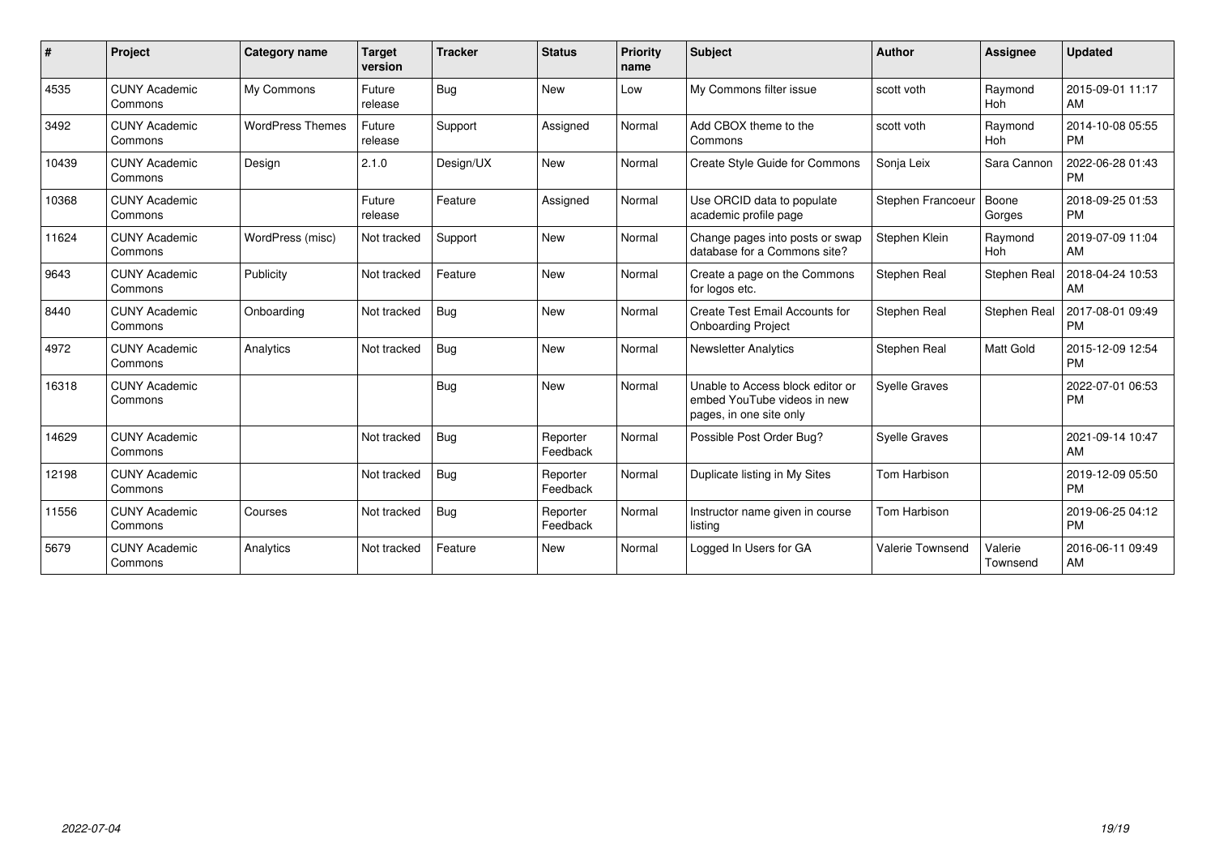| # | Project | Category name | Target version | Tracker | Status | Priority name | Subject | Author | Assignee | Updated |
|---|---|---|---|---|---|---|---|---|---|---|
| 4535 | CUNY Academic Commons | My Commons | Future release | Bug | New | Low | My Commons filter issue | scott voth | Raymond Hoh | 2015-09-01 11:17 AM |
| 3492 | CUNY Academic Commons | WordPress Themes | Future release | Support | Assigned | Normal | Add CBOX theme to the Commons | scott voth | Raymond Hoh | 2014-10-08 05:55 PM |
| 10439 | CUNY Academic Commons | Design | 2.1.0 | Design/UX | New | Normal | Create Style Guide for Commons | Sonja Leix | Sara Cannon | 2022-06-28 01:43 PM |
| 10368 | CUNY Academic Commons | | Future release | Feature | Assigned | Normal | Use ORCID data to populate academic profile page | Stephen Francoeur | Boone Gorges | 2018-09-25 01:53 PM |
| 11624 | CUNY Academic Commons | WordPress (misc) | Not tracked | Support | New | Normal | Change pages into posts or swap database for a Commons site? | Stephen Klein | Raymond Hoh | 2019-07-09 11:04 AM |
| 9643 | CUNY Academic Commons | Publicity | Not tracked | Feature | New | Normal | Create a page on the Commons for logos etc. | Stephen Real | Stephen Real | 2018-04-24 10:53 AM |
| 8440 | CUNY Academic Commons | Onboarding | Not tracked | Bug | New | Normal | Create Test Email Accounts for Onboarding Project | Stephen Real | Stephen Real | 2017-08-01 09:49 PM |
| 4972 | CUNY Academic Commons | Analytics | Not tracked | Bug | New | Normal | Newsletter Analytics | Stephen Real | Matt Gold | 2015-12-09 12:54 PM |
| 16318 | CUNY Academic Commons | | | Bug | New | Normal | Unable to Access block editor or embed YouTube videos in new pages, in one site only | Syelle Graves | | 2022-07-01 06:53 PM |
| 14629 | CUNY Academic Commons | | Not tracked | Bug | Reporter Feedback | Normal | Possible Post Order Bug? | Syelle Graves | | 2021-09-14 10:47 AM |
| 12198 | CUNY Academic Commons | | Not tracked | Bug | Reporter Feedback | Normal | Duplicate listing in My Sites | Tom Harbison | | 2019-12-09 05:50 PM |
| 11556 | CUNY Academic Commons | Courses | Not tracked | Bug | Reporter Feedback | Normal | Instructor name given in course listing | Tom Harbison | | 2019-06-25 04:12 PM |
| 5679 | CUNY Academic Commons | Analytics | Not tracked | Feature | New | Normal | Logged In Users for GA | Valerie Townsend | Valerie Townsend | 2016-06-11 09:49 AM |